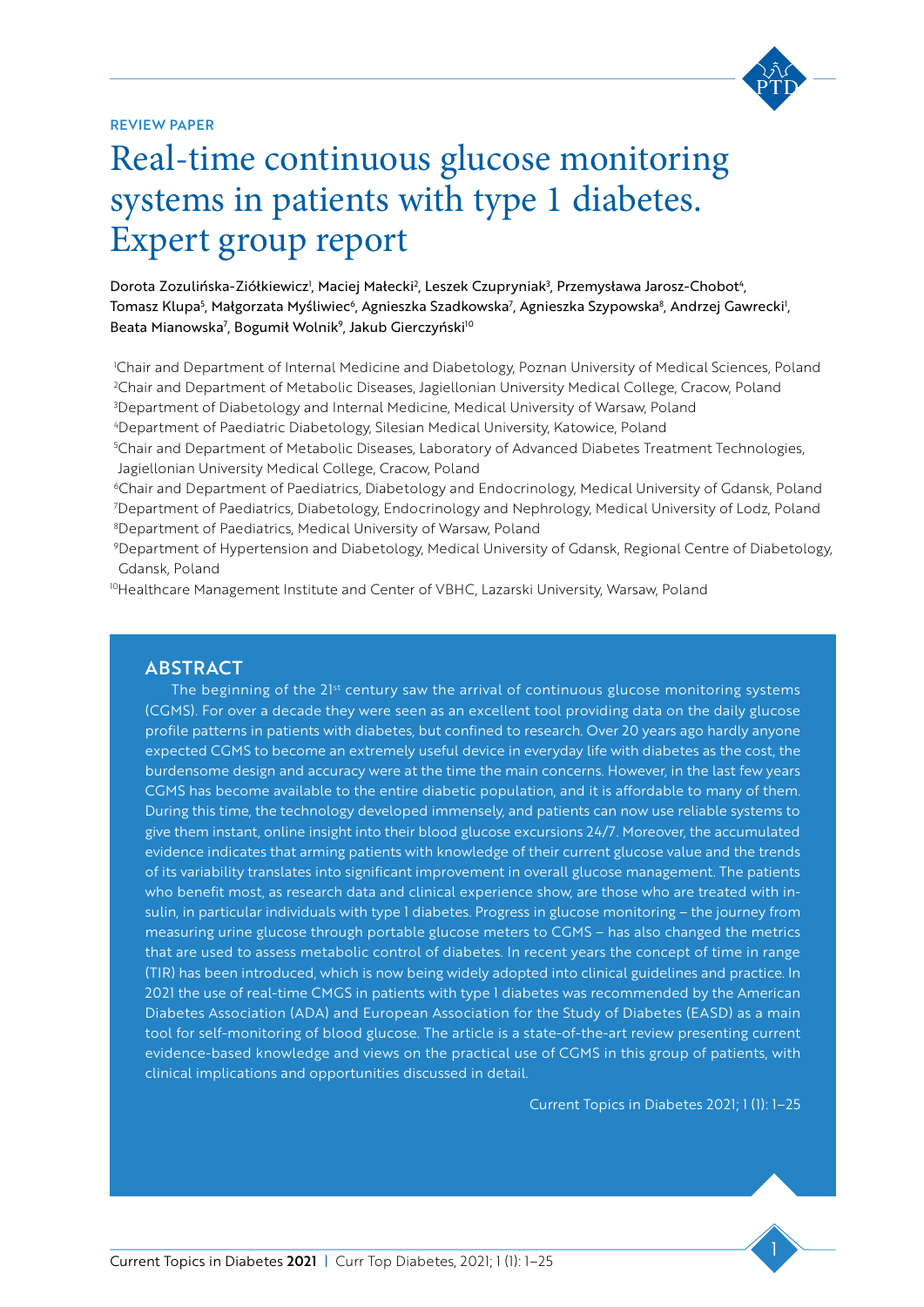REVIEW PAPER

# Real-time continuous glucose monitoring systems in patients with type 1 diabetes. Expert group report

Dorota Zozulińska-Ziółkiewicz[1], Maciej Małecki[2], Leszek Czupryniak[3], Przemysława Jarosz-Chobot[4], Tomasz Klupa[5], Małgorzata Myśliwiec[6], Agnieszka Szadkowska[7], Agnieszka Szypowska[8], Andrzej Gawrecki[1], Beata Mianowska[7], Bogumił Wolnik[9], Jakub Gierczyński[10]

[1]Chair and Department of Internal Medicine and Diabetology, Poznan University of Medical Sciences, Poland
[2]Chair and Department of Metabolic Diseases, Jagiellonian University Medical College, Cracow, Poland
[3]Department of Diabetology and Internal Medicine, Medical University of Warsaw, Poland
[4]Department of Paediatric Diabetology, Silesian Medical University, Katowice, Poland
[5]Chair and Department of Metabolic Diseases, Laboratory of Advanced Diabetes Treatment Technologies, Jagiellonian University Medical College, Cracow, Poland
[6]Chair and Department of Paediatrics, Diabetology and Endocrinology, Medical University of Gdansk, Poland
[7]Department of Paediatrics, Diabetology, Endocrinology and Nephrology, Medical University of Lodz, Poland
[8]Department of Paediatrics, Medical University of Warsaw, Poland
[9]Department of Hypertension and Diabetology, Medical University of Gdansk, Regional Centre of Diabetology, Gdansk, Poland
[10]Healthcare Management Institute and Center of VBHC, Lazarski University, Warsaw, Poland

## ABSTRACT

The beginning of the 21st century saw the arrival of continuous glucose monitoring systems (CGMS). For over a decade they were seen as an excellent tool providing data on the daily glucose profile patterns in patients with diabetes, but confined to research. Over 20 years ago hardly anyone expected CGMS to become an extremely useful device in everyday life with diabetes as the cost, the burdensome design and accuracy were at the time the main concerns. However, in the last few years CGMS has become available to the entire diabetic population, and it is affordable to many of them. During this time, the technology developed immensely, and patients can now use reliable systems to give them instant, online insight into their blood glucose excursions 24/7. Moreover, the accumulated evidence indicates that arming patients with knowledge of their current glucose value and the trends of its variability translates into significant improvement in overall glucose management. The patients who benefit most, as research data and clinical experience show, are those who are treated with insulin, in particular individuals with type 1 diabetes. Progress in glucose monitoring – the journey from measuring urine glucose through portable glucose meters to CGMS – has also changed the metrics that are used to assess metabolic control of diabetes. In recent years the concept of time in range (TIR) has been introduced, which is now being widely adopted into clinical guidelines and practice. In 2021 the use of real-time CMGS in patients with type 1 diabetes was recommended by the American Diabetes Association (ADA) and European Association for the Study of Diabetes (EASD) as a main tool for self-monitoring of blood glucose. The article is a state-of-the-art review presenting current evidence-based knowledge and views on the practical use of CGMS in this group of patients, with clinical implications and opportunities discussed in detail.

Current Topics in Diabetes 2021; 1 (1): 1–25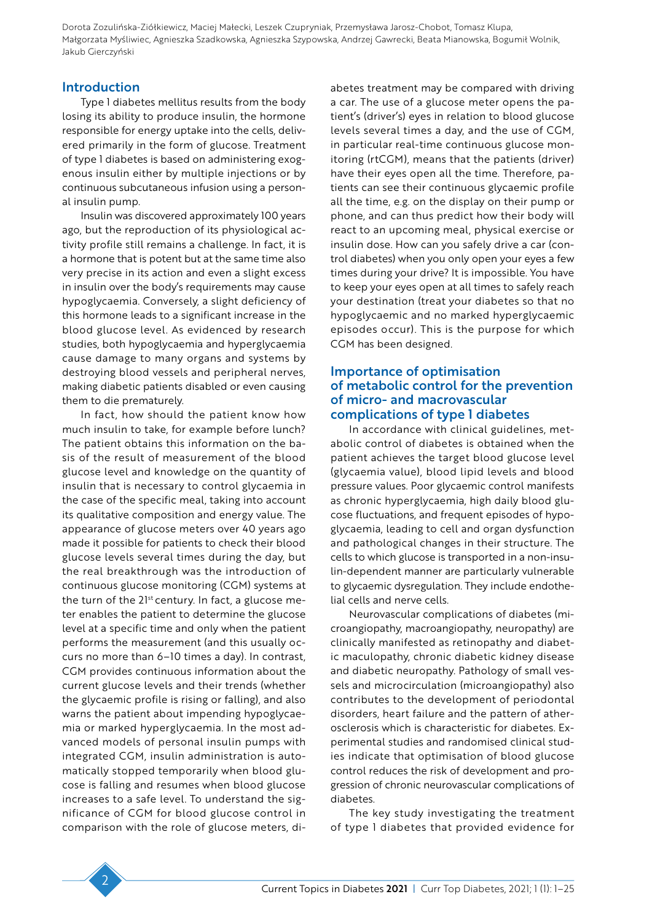## Introduction

Type 1 diabetes mellitus results from the body losing its ability to produce insulin, the hormone responsible for energy uptake into the cells, delivered primarily in the form of glucose. Treatment of type 1 diabetes is based on administering exogenous insulin either by multiple injections or by continuous subcutaneous infusion using a personal insulin pump.

Insulin was discovered approximately 100 years ago, but the reproduction of its physiological activity profile still remains a challenge. In fact, it is a hormone that is potent but at the same time also very precise in its action and even a slight excess in insulin over the body's requirements may cause hypoglycaemia. Conversely, a slight deficiency of this hormone leads to a significant increase in the blood glucose level. As evidenced by research studies, both hypoglycaemia and hyperglycaemia cause damage to many organs and systems by destroying blood vessels and peripheral nerves, making diabetic patients disabled or even causing them to die prematurely.

In fact, how should the patient know how much insulin to take, for example before lunch? The patient obtains this information on the basis of the result of measurement of the blood glucose level and knowledge on the quantity of insulin that is necessary to control glycaemia in the case of the specific meal, taking into account its qualitative composition and energy value. The appearance of glucose meters over 40 years ago made it possible for patients to check their blood glucose levels several times during the day, but the real breakthrough was the introduction of continuous glucose monitoring (CGM) systems at the turn of the 21st century. In fact, a glucose meter enables the patient to determine the glucose level at a specific time and only when the patient performs the measurement (and this usually occurs no more than 6–10 times a day). In contrast, CGM provides continuous information about the current glucose levels and their trends (whether the glycaemic profile is rising or falling), and also warns the patient about impending hypoglycaemia or marked hyperglycaemia. In the most advanced models of personal insulin pumps with integrated CGM, insulin administration is automatically stopped temporarily when blood glucose is falling and resumes when blood glucose increases to a safe level. To understand the significance of CGM for blood glucose control in comparison with the role of glucose meters, diabetes treatment may be compared with driving a car. The use of a glucose meter opens the patient's (driver's) eyes in relation to blood glucose levels several times a day, and the use of CGM, in particular real-time continuous glucose monitoring (rtCGM), means that the patients (driver) have their eyes open all the time. Therefore, patients can see their continuous glycaemic profile all the time, e.g. on the display on their pump or phone, and can thus predict how their body will react to an upcoming meal, physical exercise or insulin dose. How can you safely drive a car (control diabetes) when you only open your eyes a few times during your drive? It is impossible. You have to keep your eyes open at all times to safely reach your destination (treat your diabetes so that no hypoglycaemic and no marked hyperglycaemic episodes occur). This is the purpose for which CGM has been designed.

## Importance of optimisation of metabolic control for the prevention of micro- and macrovascular complications of type 1 diabetes

In accordance with clinical guidelines, metabolic control of diabetes is obtained when the patient achieves the target blood glucose level (glycaemia value), blood lipid levels and blood pressure values. Poor glycaemic control manifests as chronic hyperglycaemia, high daily blood glucose fluctuations, and frequent episodes of hypoglycaemia, leading to cell and organ dysfunction and pathological changes in their structure. The cells to which glucose is transported in a non-insulin-dependent manner are particularly vulnerable to glycaemic dysregulation. They include endothelial cells and nerve cells.

Neurovascular complications of diabetes (microangiopathy, macroangiopathy, neuropathy) are clinically manifested as retinopathy and diabetic maculopathy, chronic diabetic kidney disease and diabetic neuropathy. Pathology of small vessels and microcirculation (microangiopathy) also contributes to the development of periodontal disorders, heart failure and the pattern of atherosclerosis which is characteristic for diabetes. Experimental studies and randomised clinical studies indicate that optimisation of blood glucose control reduces the risk of development and progression of chronic neurovascular complications of diabetes.

The key study investigating the treatment of type 1 diabetes that provided evidence for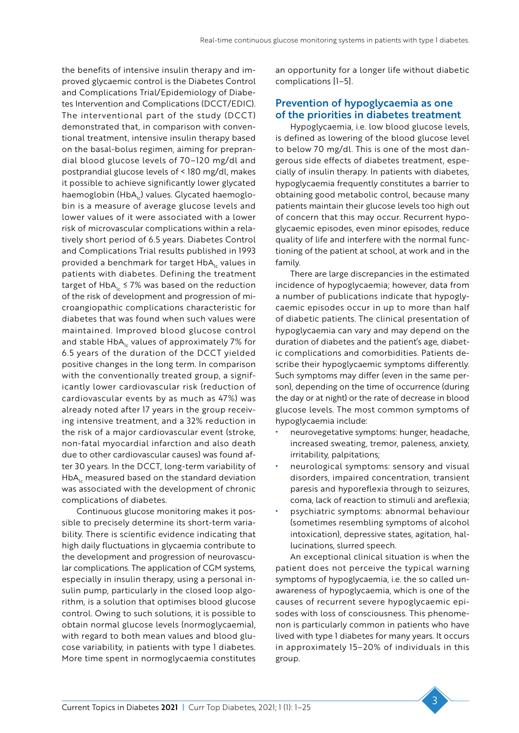the benefits of intensive insulin therapy and improved glycaemic control is the Diabetes Control and Complications Trial/Epidemiology of Diabetes Intervention and Complications (DCCT/EDIC). The interventional part of the study (DCCT) demonstrated that, in comparison with conventional treatment, intensive insulin therapy based on the basal-bolus regimen, aiming for preprandial blood glucose levels of 70–120 mg/dl and postprandial glucose levels of < 180 mg/dl, makes it possible to achieve significantly lower glycated haemoglobin ($HbA_{1c}$) values. Glycated haemoglobin is a measure of average glucose levels and lower values of it were associated with a lower risk of microvascular complications within a relatively short period of 6.5 years. Diabetes Control and Complications Trial results published in 1993 provided a benchmark for target $HbA_{1c}$ values in patients with diabetes. Defining the treatment target of $HbA_{1c}$ ≤ 7% was based on the reduction of the risk of development and progression of microangiopathic complications characteristic for diabetes that was found when such values were maintained. Improved blood glucose control and stable $HbA_{1c}$ values of approximately 7% for 6.5 years of the duration of the DCCT yielded positive changes in the long term. In comparison with the conventionally treated group, a significantly lower cardiovascular risk (reduction of cardiovascular events by as much as 47%) was already noted after 17 years in the group receiving intensive treatment, and a 32% reduction in the risk of a major cardiovascular event (stroke, non-fatal myocardial infarction and also death due to other cardiovascular causes) was found after 30 years. In the DCCT, long-term variability of $HbA_{1c}$ measured based on the standard deviation was associated with the development of chronic complications of diabetes.

Continuous glucose monitoring makes it possible to precisely determine its short-term variability. There is scientific evidence indicating that high daily fluctuations in glycaemia contribute to the development and progression of neurovascular complications. The application of CGM systems, especially in insulin therapy, using a personal insulin pump, particularly in the closed loop algorithm, is a solution that optimises blood glucose control. Owing to such solutions, it is possible to obtain normal glucose levels (normoglycaemia), with regard to both mean values and blood glucose variability, in patients with type 1 diabetes. More time spent in normoglycaemia constitutes an opportunity for a longer life without diabetic complications [1–5].

## Prevention of hypoglycaemia as one of the priorities in diabetes treatment

Hypoglycaemia, i.e. low blood glucose levels, is defined as lowering of the blood glucose level to below 70 mg/dl. This is one of the most dangerous side effects of diabetes treatment, especially of insulin therapy. In patients with diabetes, hypoglycaemia frequently constitutes a barrier to obtaining good metabolic control, because many patients maintain their glucose levels too high out of concern that this may occur. Recurrent hypoglycaemic episodes, even minor episodes, reduce quality of life and interfere with the normal functioning of the patient at school, at work and in the family.

There are large discrepancies in the estimated incidence of hypoglycaemia; however, data from a number of publications indicate that hypoglycaemic episodes occur in up to more than half of diabetic patients. The clinical presentation of hypoglycaemia can vary and may depend on the duration of diabetes and the patient's age, diabetic complications and comorbidities. Patients describe their hypoglycaemic symptoms differently. Such symptoms may differ (even in the same person), depending on the time of occurrence (during the day or at night) or the rate of decrease in blood glucose levels. The most common symptoms of hypoglycaemia include:

- neurovegetative symptoms: hunger, headache, increased sweating, tremor, paleness, anxiety, irritability, palpitations;
- neurological symptoms: sensory and visual disorders, impaired concentration, transient paresis and hyporeflexia through to seizures, coma, lack of reaction to stimuli and areflexia;
- psychiatric symptoms: abnormal behaviour (sometimes resembling symptoms of alcohol intoxication), depressive states, agitation, hallucinations, slurred speech.

An exceptional clinical situation is when the patient does not perceive the typical warning symptoms of hypoglycaemia, i.e. the so called unawareness of hypoglycaemia, which is one of the causes of recurrent severe hypoglycaemic episodes with loss of consciousness. This phenomenon is particularly common in patients who have lived with type 1 diabetes for many years. It occurs in approximately 15–20% of individuals in this group.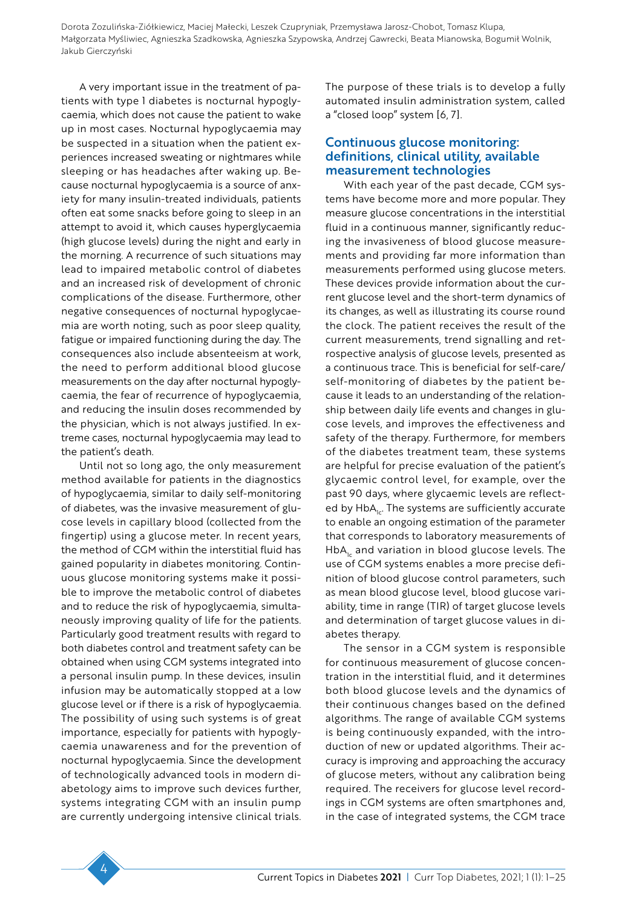A very important issue in the treatment of patients with type 1 diabetes is nocturnal hypoglycaemia, which does not cause the patient to wake up in most cases. Nocturnal hypoglycaemia may be suspected in a situation when the patient experiences increased sweating or nightmares while sleeping or has headaches after waking up. Because nocturnal hypoglycaemia is a source of anxiety for many insulin-treated individuals, patients often eat some snacks before going to sleep in an attempt to avoid it, which causes hyperglycaemia (high glucose levels) during the night and early in the morning. A recurrence of such situations may lead to impaired metabolic control of diabetes and an increased risk of development of chronic complications of the disease. Furthermore, other negative consequences of nocturnal hypoglycaemia are worth noting, such as poor sleep quality, fatigue or impaired functioning during the day. The consequences also include absenteeism at work, the need to perform additional blood glucose measurements on the day after nocturnal hypoglycaemia, the fear of recurrence of hypoglycaemia, and reducing the insulin doses recommended by the physician, which is not always justified. In extreme cases, nocturnal hypoglycaemia may lead to the patient's death.

Until not so long ago, the only measurement method available for patients in the diagnostics of hypoglycaemia, similar to daily self-monitoring of diabetes, was the invasive measurement of glucose levels in capillary blood (collected from the fingertip) using a glucose meter. In recent years, the method of CGM within the interstitial fluid has gained popularity in diabetes monitoring. Continuous glucose monitoring systems make it possible to improve the metabolic control of diabetes and to reduce the risk of hypoglycaemia, simultaneously improving quality of life for the patients. Particularly good treatment results with regard to both diabetes control and treatment safety can be obtained when using CGM systems integrated into a personal insulin pump. In these devices, insulin infusion may be automatically stopped at a low glucose level or if there is a risk of hypoglycaemia. The possibility of using such systems is of great importance, especially for patients with hypoglycaemia unawareness and for the prevention of nocturnal hypoglycaemia. Since the development of technologically advanced tools in modern diabetology aims to improve such devices further, systems integrating CGM with an insulin pump are currently undergoing intensive clinical trials. The purpose of these trials is to develop a fully automated insulin administration system, called a "closed loop" system [6, 7].

## Continuous glucose monitoring: definitions, clinical utility, available measurement technologies

With each year of the past decade, CGM systems have become more and more popular. They measure glucose concentrations in the interstitial fluid in a continuous manner, significantly reducing the invasiveness of blood glucose measurements and providing far more information than measurements performed using glucose meters. These devices provide information about the current glucose level and the short-term dynamics of its changes, as well as illustrating its course round the clock. The patient receives the result of the current measurements, trend signalling and retrospective analysis of glucose levels, presented as a continuous trace. This is beneficial for self-care/self-monitoring of diabetes by the patient because it leads to an understanding of the relationship between daily life events and changes in glucose levels, and improves the effectiveness and safety of the therapy. Furthermore, for members of the diabetes treatment team, these systems are helpful for precise evaluation of the patient's glycaemic control level, for example, over the past 90 days, where glycaemic levels are reflected by $HbA_{1c}$. The systems are sufficiently accurate to enable an ongoing estimation of the parameter that corresponds to laboratory measurements of $HbA_{1c}$ and variation in blood glucose levels. The use of CGM systems enables a more precise definition of blood glucose control parameters, such as mean blood glucose level, blood glucose variability, time in range (TIR) of target glucose levels and determination of target glucose values in diabetes therapy.

The sensor in a CGM system is responsible for continuous measurement of glucose concentration in the interstitial fluid, and it determines both blood glucose levels and the dynamics of their continuous changes based on the defined algorithms. The range of available CGM systems is being continuously expanded, with the introduction of new or updated algorithms. Their accuracy is improving and approaching the accuracy of glucose meters, without any calibration being required. The receivers for glucose level recordings in CGM systems are often smartphones and, in the case of integrated systems, the CGM trace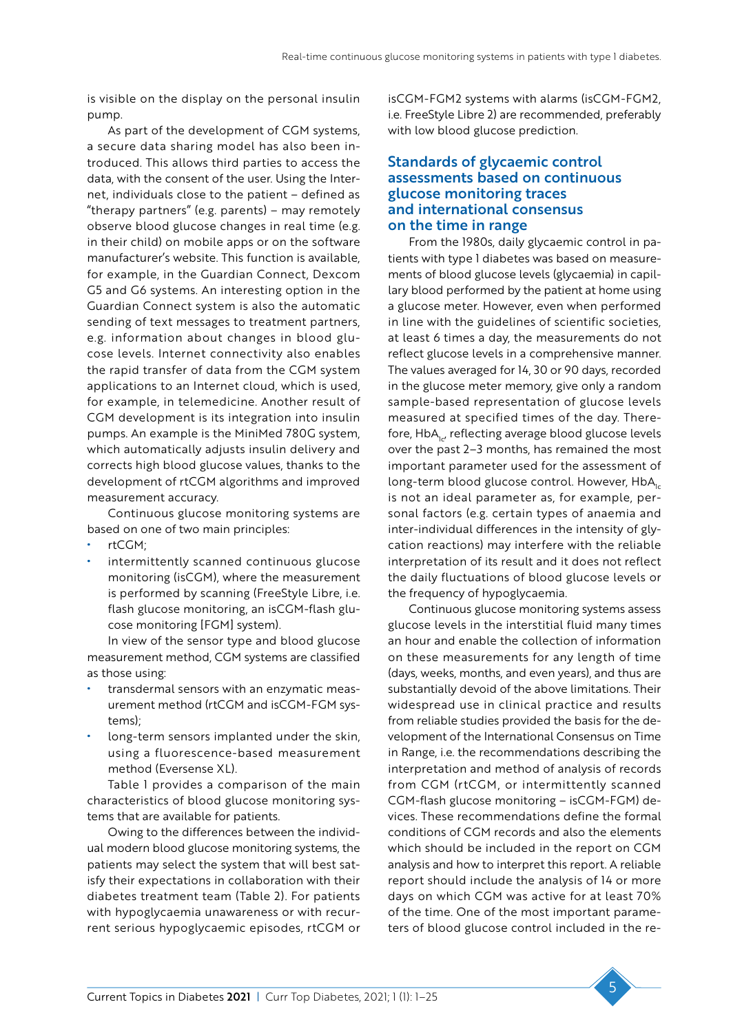is visible on the display on the personal insulin pump.

As part of the development of CGM systems, a secure data sharing model has also been introduced. This allows third parties to access the data, with the consent of the user. Using the Internet, individuals close to the patient – defined as "therapy partners" (e.g. parents) – may remotely observe blood glucose changes in real time (e.g. in their child) on mobile apps or on the software manufacturer's website. This function is available, for example, in the Guardian Connect, Dexcom G5 and G6 systems. An interesting option in the Guardian Connect system is also the automatic sending of text messages to treatment partners, e.g. information about changes in blood glucose levels. Internet connectivity also enables the rapid transfer of data from the CGM system applications to an Internet cloud, which is used, for example, in telemedicine. Another result of CGM development is its integration into insulin pumps. An example is the MiniMed 780G system, which automatically adjusts insulin delivery and corrects high blood glucose values, thanks to the development of rtCGM algorithms and improved measurement accuracy.

Continuous glucose monitoring systems are based on one of two main principles:

- rtCGM;
- intermittently scanned continuous glucose monitoring (isCGM), where the measurement is performed by scanning (FreeStyle Libre, i.e. flash glucose monitoring, an isCGM-flash glucose monitoring [FGM] system).

In view of the sensor type and blood glucose measurement method, CGM systems are classified as those using:

- transdermal sensors with an enzymatic measurement method (rtCGM and isCGM-FGM systems);
- long-term sensors implanted under the skin, using a fluorescence-based measurement method (Eversense XL).

Table 1 provides a comparison of the main characteristics of blood glucose monitoring systems that are available for patients.

Owing to the differences between the individual modern blood glucose monitoring systems, the patients may select the system that will best satisfy their expectations in collaboration with their diabetes treatment team (Table 2). For patients with hypoglycaemia unawareness or with recurrent serious hypoglycaemic episodes, rtCGM or isCGM-FGM2 systems with alarms (isCGM-FGM2, i.e. FreeStyle Libre 2) are recommended, preferably with low blood glucose prediction.

## Standards of glycaemic control assessments based on continuous glucose monitoring traces and international consensus on the time in range

From the 1980s, daily glycaemic control in patients with type 1 diabetes was based on measurements of blood glucose levels (glycaemia) in capillary blood performed by the patient at home using a glucose meter. However, even when performed in line with the guidelines of scientific societies, at least 6 times a day, the measurements do not reflect glucose levels in a comprehensive manner. The values averaged for 14, 30 or 90 days, recorded in the glucose meter memory, give only a random sample-based representation of glucose levels measured at specified times of the day. Therefore, $HbA_{1c}$, reflecting average blood glucose levels over the past 2–3 months, has remained the most important parameter used for the assessment of long-term blood glucose control. However, $HbA_{1c}$ is not an ideal parameter as, for example, personal factors (e.g. certain types of anaemia and inter-individual differences in the intensity of glycation reactions) may interfere with the reliable interpretation of its result and it does not reflect the daily fluctuations of blood glucose levels or the frequency of hypoglycaemia.

Continuous glucose monitoring systems assess glucose levels in the interstitial fluid many times an hour and enable the collection of information on these measurements for any length of time (days, weeks, months, and even years), and thus are substantially devoid of the above limitations. Their widespread use in clinical practice and results from reliable studies provided the basis for the development of the International Consensus on Time in Range, i.e. the recommendations describing the interpretation and method of analysis of records from CGM (rtCGM, or intermittently scanned CGM-flash glucose monitoring – isCGM-FGM) devices. These recommendations define the formal conditions of CGM records and also the elements which should be included in the report on CGM analysis and how to interpret this report. A reliable report should include the analysis of 14 or more days on which CGM was active for at least 70% of the time. One of the most important parameters of blood glucose control included in the re-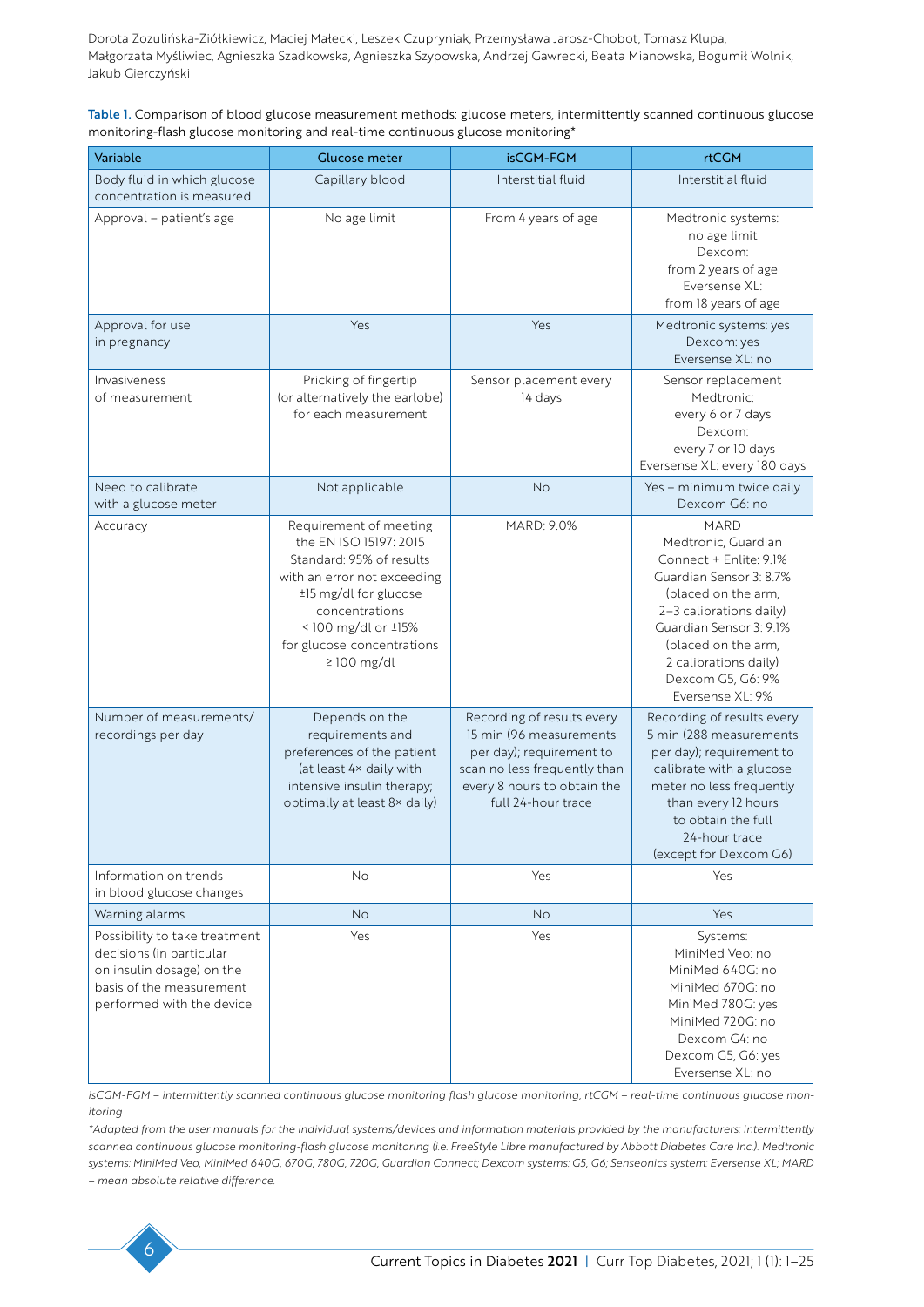**Table 1.** Comparison of blood glucose measurement methods: glucose meters, intermittently scanned continuous glucose monitoring-flash glucose monitoring and real-time continuous glucose monitoring*

| Variable | Glucose meter | isCGM-FGM | rtCGM |
|---|---|---|---|
| Body fluid in which glucose concentration is measured | Capillary blood | Interstitial fluid | Interstitial fluid |
| Approval – patient's age | No age limit | From 4 years of age | Medtronic systems: no age limit Dexcom: from 2 years of age Eversense XL: from 18 years of age |
| Approval for use in pregnancy | Yes | Yes | Medtronic systems: yes Dexcom: yes Eversense XL: no |
| Invasiveness of measurement | Pricking of fingertip (or alternatively the earlobe) for each measurement | Sensor placement every 14 days | Sensor replacement Medtronic: every 6 or 7 days Dexcom: every 7 or 10 days Eversense XL: every 180 days |
| Need to calibrate with a glucose meter | Not applicable | No | Yes – minimum twice daily Dexcom G6: no |
| Accuracy | Requirement of meeting the EN ISO 15197: 2015 Standard: 95% of results with an error not exceeding ±15 mg/dl for glucose concentrations < 100 mg/dl or ±15% for glucose concentrations ≥ 100 mg/dl | MARD: 9.0% | MARD Medtronic, Guardian Connect + Enlite: 9.1% Guardian Sensor 3: 8.7% (placed on the arm, 2–3 calibrations daily) Guardian Sensor 3: 9.1% (placed on the arm, 2 calibrations daily) Dexcom G5, G6: 9% Eversense XL: 9% |
| Number of measurements/recordings per day | Depends on the requirements and preferences of the patient (at least 4× daily with intensive insulin therapy; optimally at least 8× daily) | Recording of results every 15 min (96 measurements per day); requirement to scan no less frequently than every 8 hours to obtain the full 24-hour trace | Recording of results every 5 min (288 measurements per day); requirement to calibrate with a glucose meter no less frequently than every 12 hours to obtain the full 24-hour trace (except for Dexcom G6) |
| Information on trends in blood glucose changes | No | Yes | Yes |
| Warning alarms | No | No | Yes |
| Possibility to take treatment decisions (in particular on insulin dosage) on the basis of the measurement performed with the device | Yes | Yes | Systems: MiniMed Veo: no MiniMed 640G: no MiniMed 670G: no MiniMed 780G: yes MiniMed 720G: no Dexcom G4: no Dexcom G5, G6: yes Eversense XL: no |

*isCGM-FGM – intermittently scanned continuous glucose monitoring flash glucose monitoring, rtCGM – real-time continuous glucose monitoring*

*\*Adapted from the user manuals for the individual systems/devices and information materials provided by the manufacturers; intermittently scanned continuous glucose monitoring-flash glucose monitoring (i.e. FreeStyle Libre manufactured by Abbott Diabetes Care Inc.). Medtronic systems: MiniMed Veo, MiniMed 640G, 670G, 780G, 720G, Guardian Connect; Dexcom systems: G5, G6; Senseonics system: Eversense XL; MARD – mean absolute relative difference.*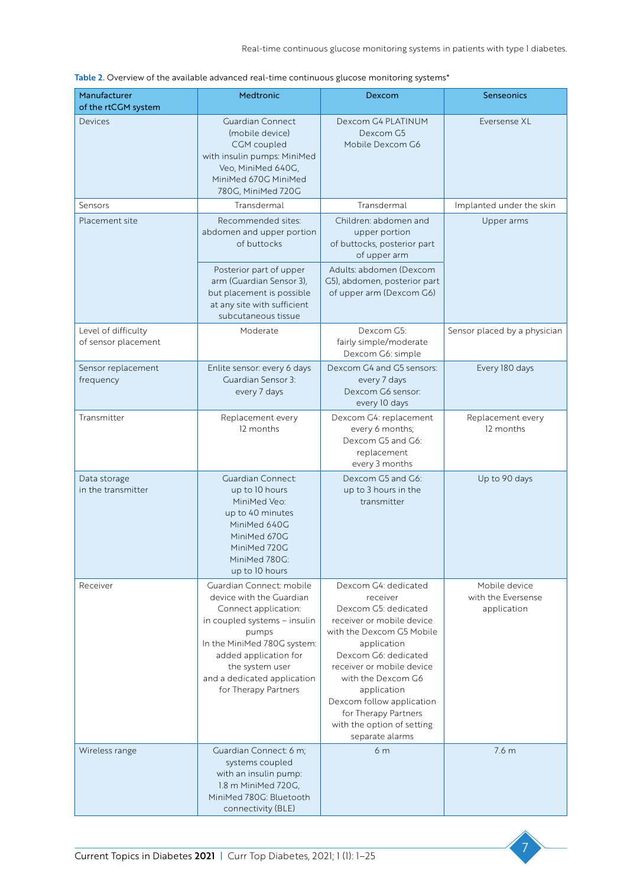Table 2. Overview of the available advanced real-time continuous glucose monitoring systems*

| Manufacturer of the rtCGM system | Medtronic | Dexcom | Senseonics |
|---|---|---|---|
| Devices | Guardian Connect (mobile device) CGM coupled with insulin pumps: MiniMed Veo, MiniMed 640G, MiniMed 670G MiniMed 780G, MiniMed 720G | Dexcom G4 PLATINUM Dexcom G5 Mobile Dexcom G6 | Eversense XL |
| Sensors | Transdermal | Transdermal | Implanted under the skin |
| Placement site | Recommended sites: abdomen and upper portion of buttocks | Children: abdomen and upper portion of buttocks, posterior part of upper arm | Upper arms |
| | Posterior part of upper arm (Guardian Sensor 3), but placement is possible at any site with sufficient subcutaneous tissue | Adults: abdomen (Dexcom G5), abdomen, posterior part of upper arm (Dexcom G6) | |
| Level of difficulty of sensor placement | Moderate | Dexcom G5: fairly simple/moderate Dexcom G6: simple | Sensor placed by a physician |
| Sensor replacement frequency | Enlite sensor: every 6 days Guardian Sensor 3: every 7 days | Dexcom G4 and G5 sensors: every 7 days Dexcom G6 sensor: every 10 days | Every 180 days |
| Transmitter | Replacement every 12 months | Dexcom G4: replacement every 6 months; Dexcom G5 and G6: replacement every 3 months | Replacement every 12 months |
| Data storage in the transmitter | Guardian Connect: up to 10 hours MiniMed Veo: up to 40 minutes MiniMed 640G MiniMed 670G MiniMed 720G MiniMed 780G: up to 10 hours | Dexcom G5 and G6: up to 3 hours in the transmitter | Up to 90 days |
| Receiver | Guardian Connect: mobile device with the Guardian Connect application: in coupled systems – insulin pumps In the MiniMed 780G system: added application for the system user and a dedicated application for Therapy Partners | Dexcom G4: dedicated receiver Dexcom G5: dedicated receiver or mobile device with the Dexcom G5 Mobile application Dexcom G6: dedicated receiver or mobile device with the Dexcom G6 application Dexcom follow application for Therapy Partners with the option of setting separate alarms | Mobile device with the Eversense application |
| Wireless range | Guardian Connect: 6 m; systems coupled with an insulin pump: 1.8 m MiniMed 720G, MiniMed 780G: Bluetooth connectivity (BLE) | 6 m | 7.6 m |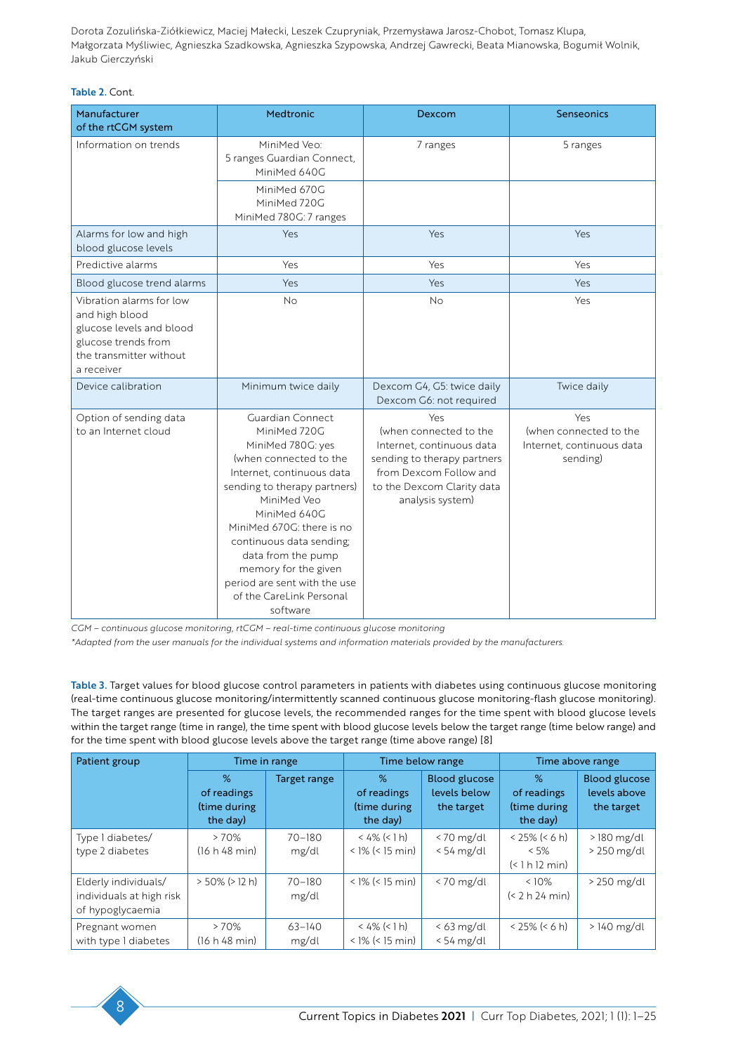**Table 2.** Cont.

| Manufacturer of the rtCGM system | Medtronic | Dexcom | Senseonics |
|---|---|---|---|
| Information on trends | MiniMed Veo: 5 ranges Guardian Connect, MiniMed 640G | 7 ranges | 5 ranges |
| | MiniMed 670G MiniMed 720G MiniMed 780G: 7 ranges | | |
| Alarms for low and high blood glucose levels | Yes | Yes | Yes |
| Predictive alarms | Yes | Yes | Yes |
| Blood glucose trend alarms | Yes | Yes | Yes |
| Vibration alarms for low and high blood glucose levels and blood glucose trends from the transmitter without a receiver | No | No | Yes |
| Device calibration | Minimum twice daily | Dexcom G4, G5: twice daily Dexcom G6: not required | Twice daily |
| Option of sending data to an Internet cloud | Guardian Connect MiniMed 720G MiniMed 780G: yes (when connected to the Internet, continuous data sending to therapy partners) MiniMed Veo MiniMed 640G MiniMed 670G: there is no continuous data sending; data from the pump memory for the given period are sent with the use of the CareLink Personal software | Yes (when connected to the Internet, continuous data sending to therapy partners from Dexcom Follow and to the Dexcom Clarity data analysis system) | Yes (when connected to the Internet, continuous data sending) |

*CGM – continuous glucose monitoring, rtCGM – real-time continuous glucose monitoring*

*\*Adapted from the user manuals for the individual systems and information materials provided by the manufacturers.*

**Table 3.** Target values for blood glucose control parameters in patients with diabetes using continuous glucose monitoring (real-time continuous glucose monitoring/intermittently scanned continuous glucose monitoring-flash glucose monitoring). The target ranges are presented for glucose levels, the recommended ranges for the time spent with blood glucose levels within the target range (time in range), the time spent with blood glucose levels below the target range (time below range) and for the time spent with blood glucose levels above the target range (time above range) [8]

| Patient group | Time in range | | Time below range | | Time above range | |
|---|---|---|---|---|---|---|
| | % of readings (time during the day) | Target range | % of readings (time during the day) | Blood glucose levels below the target | % of readings (time during the day) | Blood glucose levels above the target |
| Type 1 diabetes/ type 2 diabetes | > 70% (16 h 48 min) | 70–180 mg/dl | < 4% (< 1 h) < 1% (< 15 min) | < 70 mg/dl < 54 mg/dl | < 25% (< 6 h) < 5% (< 1 h 12 min) | > 180 mg/dl > 250 mg/dl |
| Elderly individuals/ individuals at high risk of hypoglycaemia | > 50% (> 12 h) | 70–180 mg/dl | < 1% (< 15 min) | < 70 mg/dl | < 10% (< 2 h 24 min) | > 250 mg/dl |
| Pregnant women with type 1 diabetes | > 70% (16 h 48 min) | 63–140 mg/dl | < 4% (< 1 h) < 1% (< 15 min) | < 63 mg/dl < 54 mg/dl | < 25% (< 6 h) | > 140 mg/dl |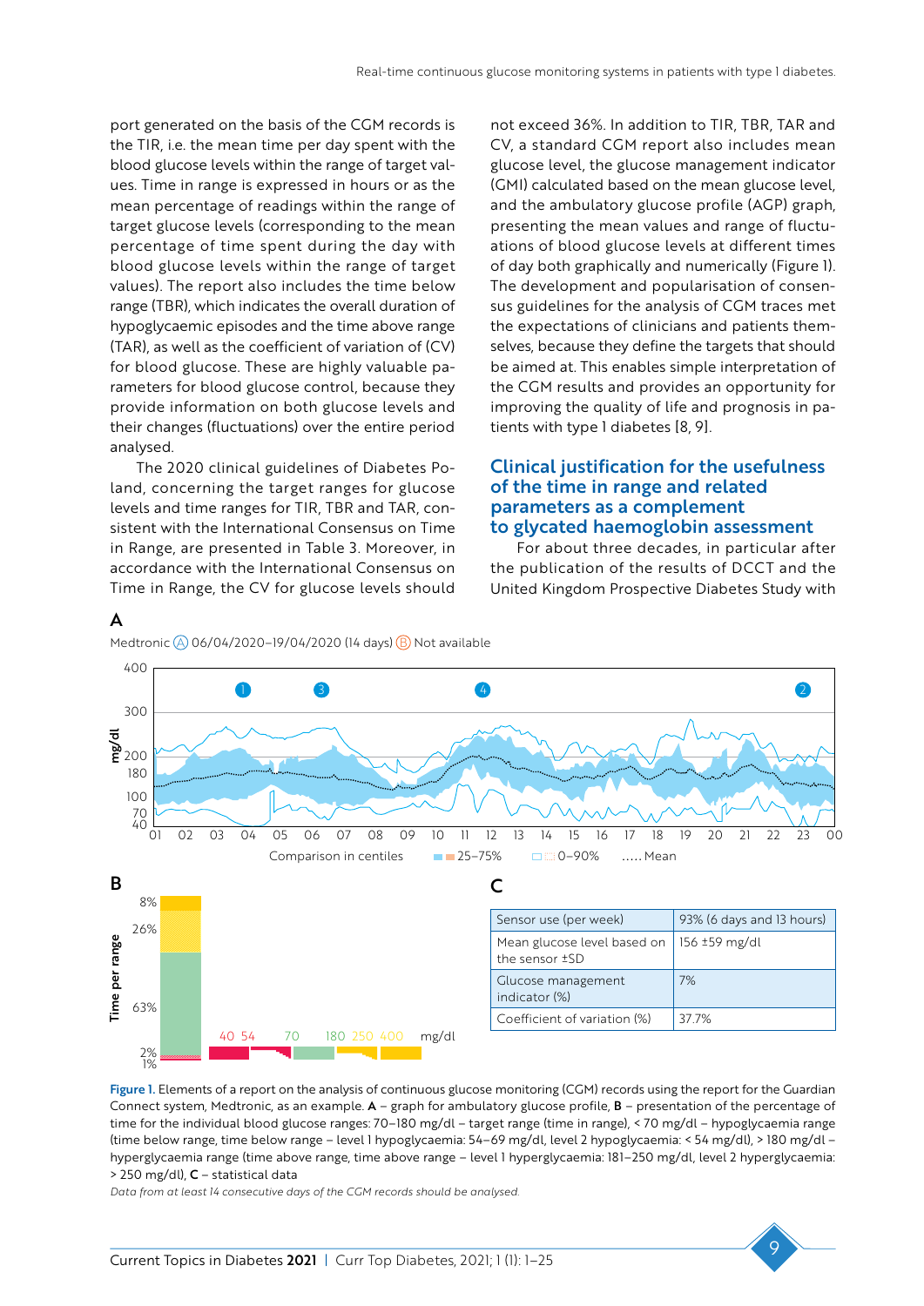port generated on the basis of the CGM records is the TIR, i.e. the mean time per day spent with the blood glucose levels within the range of target values. Time in range is expressed in hours or as the mean percentage of readings within the range of target glucose levels (corresponding to the mean percentage of time spent during the day with blood glucose levels within the range of target values). The report also includes the time below range (TBR), which indicates the overall duration of hypoglycaemic episodes and the time above range (TAR), as well as the coefficient of variation of (CV) for blood glucose. These are highly valuable parameters for blood glucose control, because they provide information on both glucose levels and their changes (fluctuations) over the entire period analysed.

The 2020 clinical guidelines of Diabetes Poland, concerning the target ranges for glucose levels and time ranges for TIR, TBR and TAR, consistent with the International Consensus on Time in Range, are presented in Table 3. Moreover, in accordance with the International Consensus on Time in Range, the CV for glucose levels should not exceed 36%. In addition to TIR, TBR, TAR and CV, a standard CGM report also includes mean glucose level, the glucose management indicator (GMI) calculated based on the mean glucose level, and the ambulatory glucose profile (AGP) graph, presenting the mean values and range of fluctuations of blood glucose levels at different times of day both graphically and numerically (Figure 1). The development and popularisation of consensus guidelines for the analysis of CGM traces met the expectations of clinicians and patients themselves, because they define the targets that should be aimed at. This enables simple interpretation of the CGM results and provides an opportunity for improving the quality of life and prognosis in patients with type 1 diabetes [8, 9].

## Clinical justification for the usefulness of the time in range and related parameters as a complement to glycated haemoglobin assessment

For about three decades, in particular after the publication of the results of DCCT and the United Kingdom Prospective Diabetes Study with

**C**

| Sensor use (per week) | 93% (6 days and 13 hours) |
|---|---|
| Mean glucose level based on the sensor ±SD | 156 ±59 mg/dl |
| Glucose management indicator (%) | 7% |
| Coefficient of variation (%) | 37.7% |

**Figure 1.** Elements of a report on the analysis of continuous glucose monitoring (CGM) records using the report for the Guardian Connect system, Medtronic, as an example. **A** – graph for ambulatory glucose profile, **B** – presentation of the percentage of time for the individual blood glucose ranges: 70–180 mg/dl – target range (time in range), < 70 mg/dl – hypoglycaemia range (time below range, time below range – level 1 hypoglycaemia: 54–69 mg/dl, level 2 hypoglycaemia: < 54 mg/dl), > 180 mg/dl – hyperglycaemia range (time above range, time above range – level 1 hyperglycaemia: 181–250 mg/dl, level 2 hyperglycaemia: > 250 mg/dl), **C** – statistical data

*Data from at least 14 consecutive days of the CGM records should be analysed.*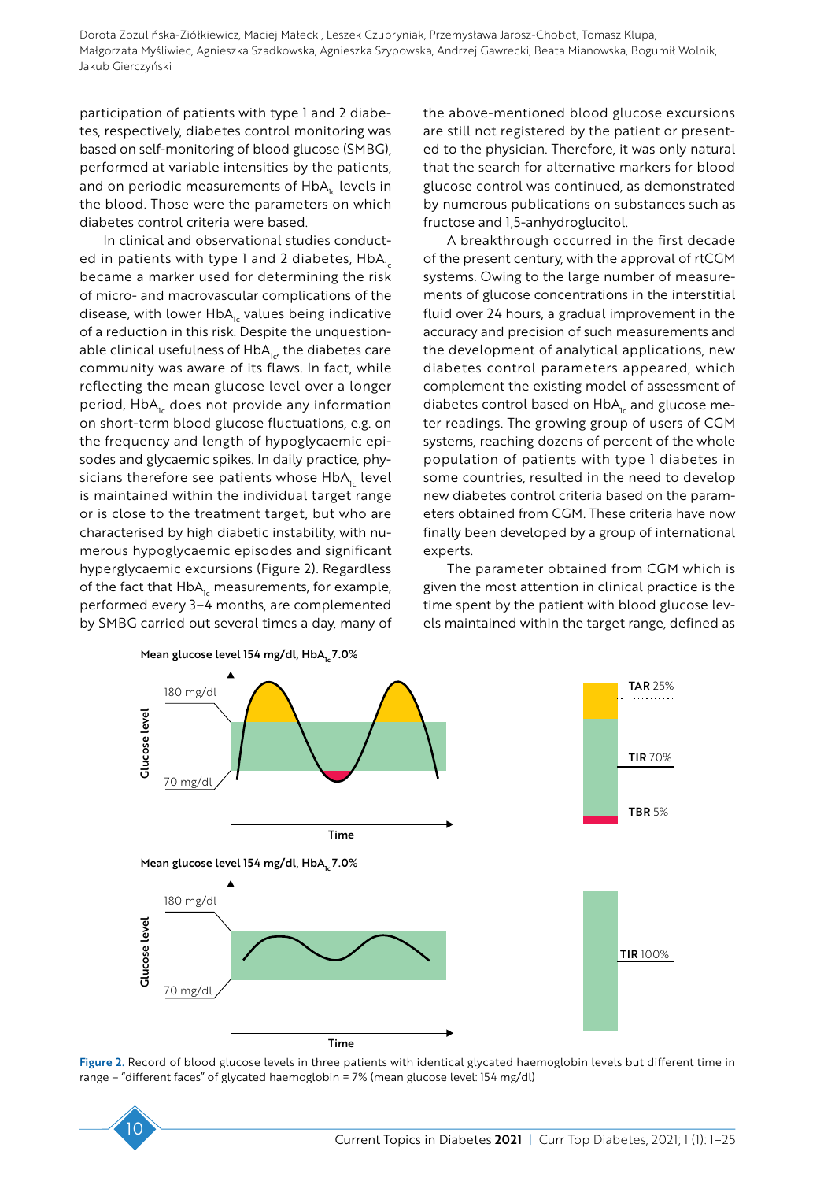participation of patients with type 1 and 2 diabetes, respectively, diabetes control monitoring was based on self-monitoring of blood glucose (SMBG), performed at variable intensities by the patients, and on periodic measurements of $HbA_{1c}$ levels in the blood. Those were the parameters on which diabetes control criteria were based.

In clinical and observational studies conducted in patients with type 1 and 2 diabetes, $HbA_{1c}$ became a marker used for determining the risk of micro- and macrovascular complications of the disease, with lower $HbA_{1c}$ values being indicative of a reduction in this risk. Despite the unquestionable clinical usefulness of $HbA_{1c}$, the diabetes care community was aware of its flaws. In fact, while reflecting the mean glucose level over a longer period, $HbA_{1c}$ does not provide any information on short-term blood glucose fluctuations, e.g. on the frequency and length of hypoglycaemic episodes and glycaemic spikes. In daily practice, physicians therefore see patients whose $HbA_{1c}$ level is maintained within the individual target range or is close to the treatment target, but who are characterised by high diabetic instability, with numerous hypoglycaemic episodes and significant hyperglycaemic excursions (Figure 2). Regardless of the fact that $HbA_{1c}$ measurements, for example, performed every 3–4 months, are complemented by SMBG carried out several times a day, many of the above-mentioned blood glucose excursions are still not registered by the patient or presented to the physician. Therefore, it was only natural that the search for alternative markers for blood glucose control was continued, as demonstrated by numerous publications on substances such as fructose and 1,5-anhydroglucitol.

A breakthrough occurred in the first decade of the present century, with the approval of rtCGM systems. Owing to the large number of measurements of glucose concentrations in the interstitial fluid over 24 hours, a gradual improvement in the accuracy and precision of such measurements and the development of analytical applications, new diabetes control parameters appeared, which complement the existing model of assessment of diabetes control based on $HbA_{1c}$ and glucose meter readings. The growing group of users of CGM systems, reaching dozens of percent of the whole population of patients with type 1 diabetes in some countries, resulted in the need to develop new diabetes control criteria based on the parameters obtained from CGM. These criteria have now finally been developed by a group of international experts.

The parameter obtained from CGM which is given the most attention in clinical practice is the time spent by the patient with blood glucose levels maintained within the target range, defined as

Figure 2. Record of blood glucose levels in three patients with identical glycated haemoglobin levels but different time in range – "different faces" of glycated haemoglobin = 7% (mean glucose level: 154 mg/dl)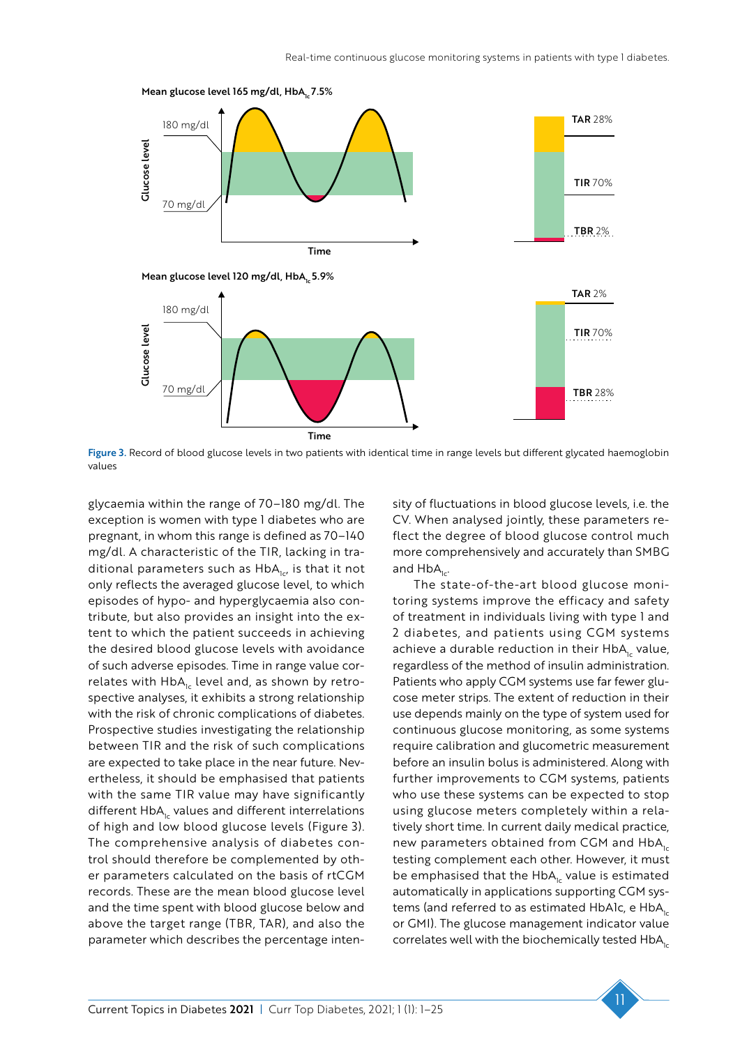Figure 3. Record of blood glucose levels in two patients with identical time in range levels but different glycated haemoglobin values

glycaemia within the range of 70–180 mg/dl. The exception is women with type 1 diabetes who are pregnant, in whom this range is defined as 70–140 mg/dl. A characteristic of the TIR, lacking in traditional parameters such as $HbA_{1c}$, is that it not only reflects the averaged glucose level, to which episodes of hypo- and hyperglycaemia also contribute, but also provides an insight into the extent to which the patient succeeds in achieving the desired blood glucose levels with avoidance of such adverse episodes. Time in range value correlates with $HbA_{1c}$ level and, as shown by retrospective analyses, it exhibits a strong relationship with the risk of chronic complications of diabetes. Prospective studies investigating the relationship between TIR and the risk of such complications are expected to take place in the near future. Nevertheless, it should be emphasised that patients with the same TIR value may have significantly different $HbA_{1c}$ values and different interrelations of high and low blood glucose levels (Figure 3). The comprehensive analysis of diabetes control should therefore be complemented by other parameters calculated on the basis of rtCGM records. These are the mean blood glucose level and the time spent with blood glucose below and above the target range (TBR, TAR), and also the parameter which describes the percentage intensity of fluctuations in blood glucose levels, i.e. the CV. When analysed jointly, these parameters reflect the degree of blood glucose control much more comprehensively and accurately than SMBG and $HbA_{1c}$.

The state-of-the-art blood glucose monitoring systems improve the efficacy and safety of treatment in individuals living with type 1 and 2 diabetes, and patients using CGM systems achieve a durable reduction in their $HbA_{1c}$ value, regardless of the method of insulin administration. Patients who apply CGM systems use far fewer glucose meter strips. The extent of reduction in their use depends mainly on the type of system used for continuous glucose monitoring, as some systems require calibration and glucometric measurement before an insulin bolus is administered. Along with further improvements to CGM systems, patients who use these systems can be expected to stop using glucose meters completely within a relatively short time. In current daily medical practice, new parameters obtained from CGM and $HbA_{1c}$ testing complement each other. However, it must be emphasised that the $HbA_{1c}$ value is estimated automatically in applications supporting CGM systems (and referred to as estimated HbA1c, e $HbA_{1c}$ or GMI). The glucose management indicator value correlates well with the biochemically tested $HbA_{1c}$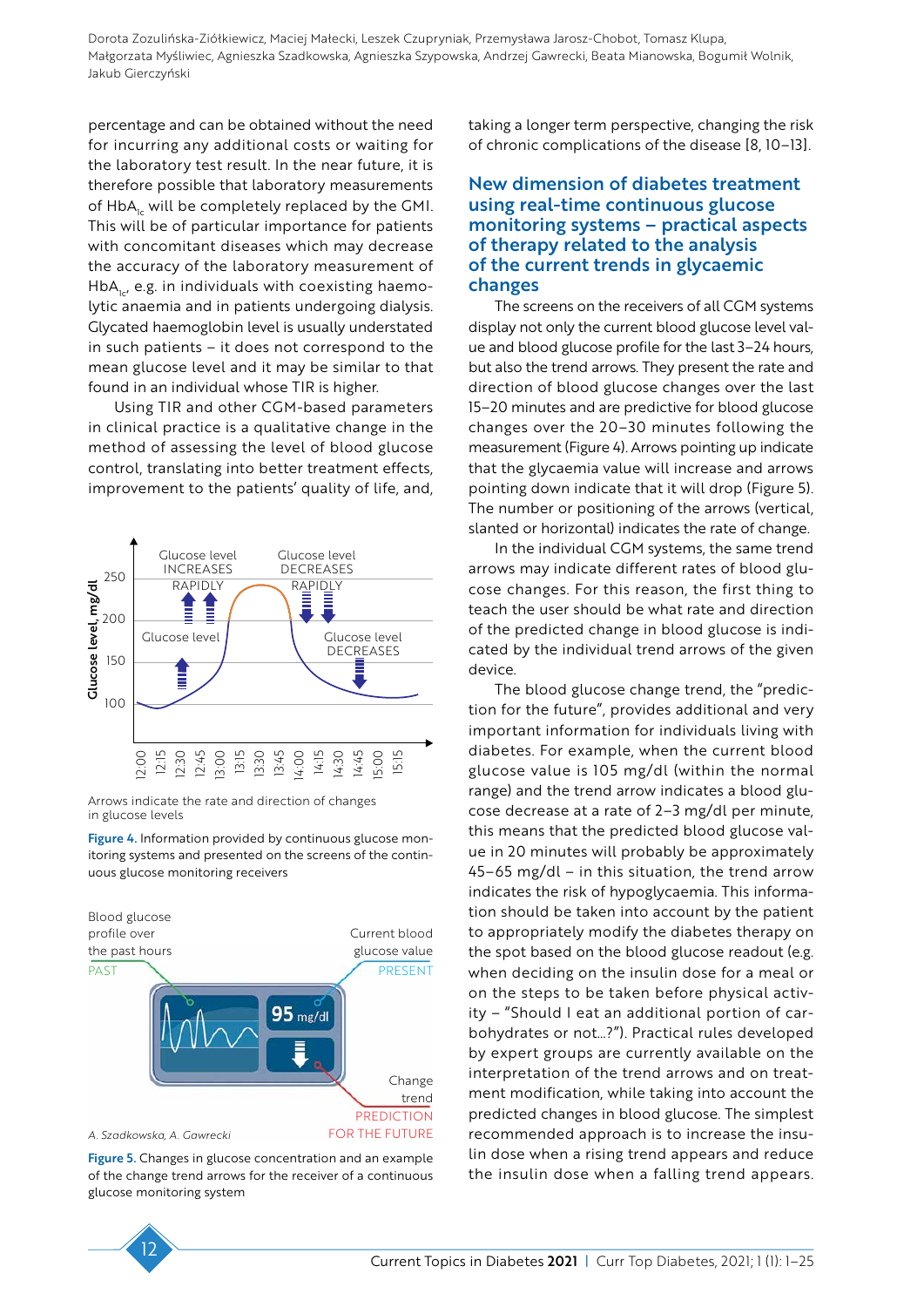percentage and can be obtained without the need for incurring any additional costs or waiting for the laboratory test result. In the near future, it is therefore possible that laboratory measurements of $HbA_{1c}$ will be completely replaced by the GMI. This will be of particular importance for patients with concomitant diseases which may decrease the accuracy of the laboratory measurement of $HbA_{1c}$, e.g. in individuals with coexisting haemolytic anaemia and in patients undergoing dialysis. Glycated haemoglobin level is usually understated in such patients – it does not correspond to the mean glucose level and it may be similar to that found in an individual whose TIR is higher.

Using TIR and other CGM-based parameters in clinical practice is a qualitative change in the method of assessing the level of blood glucose control, translating into better treatment effects, improvement to the patients' quality of life, and, taking a longer term perspective, changing the risk of chronic complications of the disease [8, 10–13].

Arrows indicate the rate and direction of changes in glucose levels

**Figure 4.** Information provided by continuous glucose monitoring systems and presented on the screens of the continuous glucose monitoring receivers

A. Szadkowska, A. Gawrecki

**Figure 5.** Changes in glucose concentration and an example of the change trend arrows for the receiver of a continuous glucose monitoring system

## New dimension of diabetes treatment using real-time continuous glucose monitoring systems – practical aspects of therapy related to the analysis of the current trends in glycaemic changes

The screens on the receivers of all CGM systems display not only the current blood glucose level value and blood glucose profile for the last 3–24 hours, but also the trend arrows. They present the rate and direction of blood glucose changes over the last 15–20 minutes and are predictive for blood glucose changes over the 20–30 minutes following the measurement (Figure 4). Arrows pointing up indicate that the glycaemia value will increase and arrows pointing down indicate that it will drop (Figure 5). The number or positioning of the arrows (vertical, slanted or horizontal) indicates the rate of change.

In the individual CGM systems, the same trend arrows may indicate different rates of blood glucose changes. For this reason, the first thing to teach the user should be what rate and direction of the predicted change in blood glucose is indicated by the individual trend arrows of the given device.

The blood glucose change trend, the "prediction for the future", provides additional and very important information for individuals living with diabetes. For example, when the current blood glucose value is 105 mg/dl (within the normal range) and the trend arrow indicates a blood glucose decrease at a rate of 2–3 mg/dl per minute, this means that the predicted blood glucose value in 20 minutes will probably be approximately 45–65 mg/dl – in this situation, the trend arrow indicates the risk of hypoglycaemia. This information should be taken into account by the patient to appropriately modify the diabetes therapy on the spot based on the blood glucose readout (e.g. when deciding on the insulin dose for a meal or on the steps to be taken before physical activity – "Should I eat an additional portion of carbohydrates or not...?"). Practical rules developed by expert groups are currently available on the interpretation of the trend arrows and on treatment modification, while taking into account the predicted changes in blood glucose. The simplest recommended approach is to increase the insulin dose when a rising trend appears and reduce the insulin dose when a falling trend appears.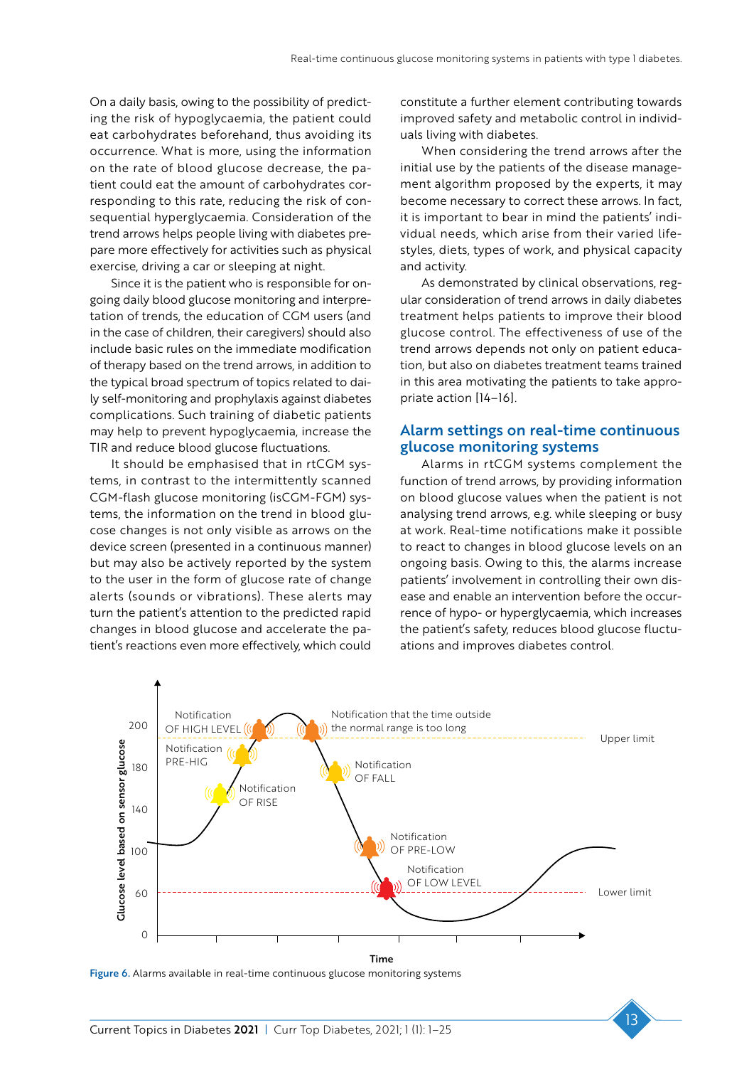On a daily basis, owing to the possibility of predicting the risk of hypoglycaemia, the patient could eat carbohydrates beforehand, thus avoiding its occurrence. What is more, using the information on the rate of blood glucose decrease, the patient could eat the amount of carbohydrates corresponding to this rate, reducing the risk of consequential hyperglycaemia. Consideration of the trend arrows helps people living with diabetes prepare more effectively for activities such as physical exercise, driving a car or sleeping at night.

Since it is the patient who is responsible for ongoing daily blood glucose monitoring and interpretation of trends, the education of CGM users (and in the case of children, their caregivers) should also include basic rules on the immediate modification of therapy based on the trend arrows, in addition to the typical broad spectrum of topics related to daily self-monitoring and prophylaxis against diabetes complications. Such training of diabetic patients may help to prevent hypoglycaemia, increase the TIR and reduce blood glucose fluctuations.

It should be emphasised that in rtCGM systems, in contrast to the intermittently scanned CGM-flash glucose monitoring (isCGM-FGM) systems, the information on the trend in blood glucose changes is not only visible as arrows on the device screen (presented in a continuous manner) but may also be actively reported by the system to the user in the form of glucose rate of change alerts (sounds or vibrations). These alerts may turn the patient's attention to the predicted rapid changes in blood glucose and accelerate the patient's reactions even more effectively, which could constitute a further element contributing towards improved safety and metabolic control in individuals living with diabetes.

When considering the trend arrows after the initial use by the patients of the disease management algorithm proposed by the experts, it may become necessary to correct these arrows. In fact, it is important to bear in mind the patients' individual needs, which arise from their varied lifestyles, diets, types of work, and physical capacity and activity.

As demonstrated by clinical observations, regular consideration of trend arrows in daily diabetes treatment helps patients to improve their blood glucose control. The effectiveness of use of the trend arrows depends not only on patient education, but also on diabetes treatment teams trained in this area motivating the patients to take appropriate action [14–16].

## Alarm settings on real-time continuous glucose monitoring systems

Alarms in rtCGM systems complement the function of trend arrows, by providing information on blood glucose values when the patient is not analysing trend arrows, e.g. while sleeping or busy at work. Real-time notifications make it possible to react to changes in blood glucose levels on an ongoing basis. Owing to this, the alarms increase patients' involvement in controlling their own disease and enable an intervention before the occurrence of hypo- or hyperglycaemia, which increases the patient's safety, reduces blood glucose fluctuations and improves diabetes control.

**Figure 6.** Alarms available in real-time continuous glucose monitoring systems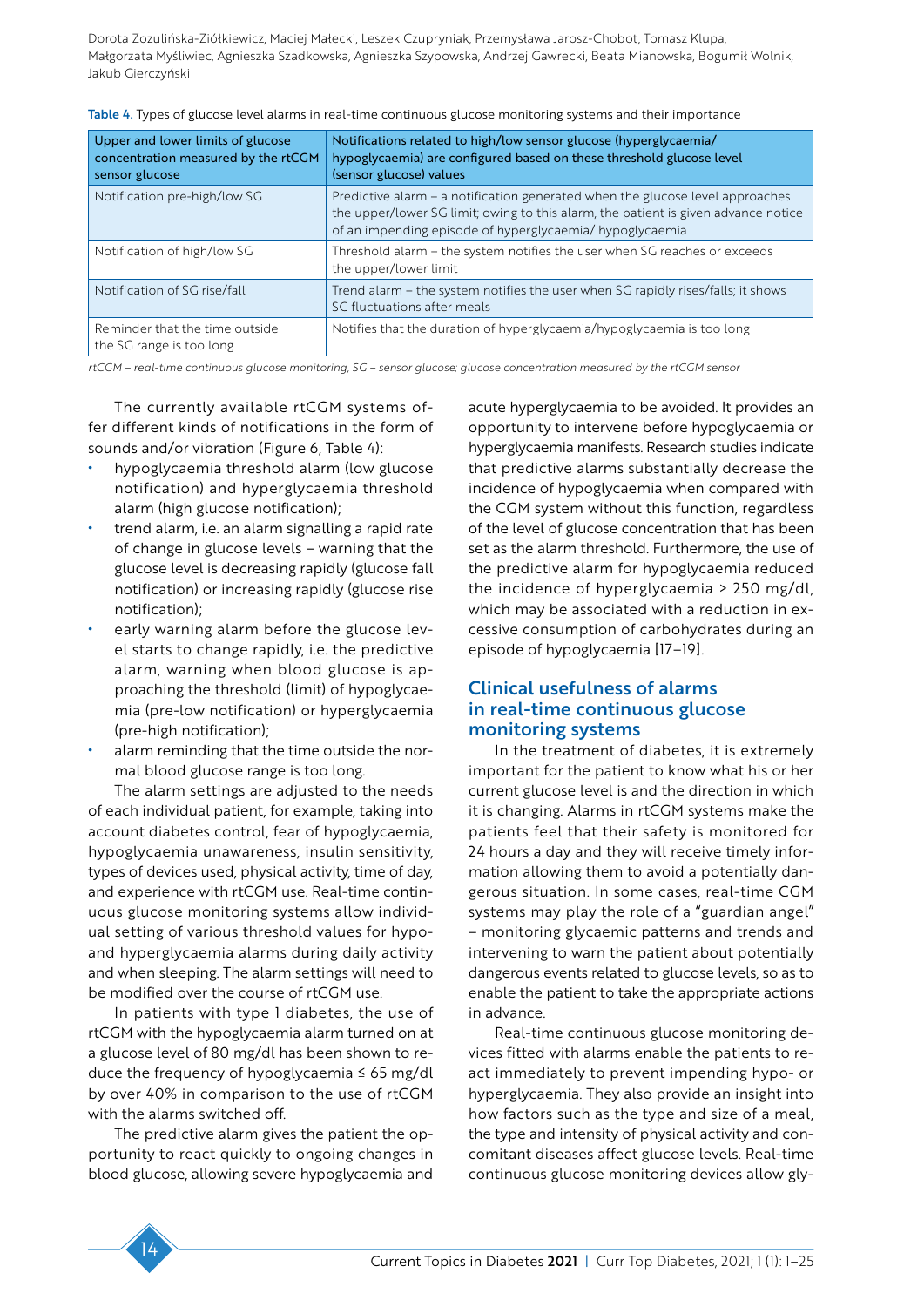**Table 4.** Types of glucose level alarms in real-time continuous glucose monitoring systems and their importance

| Upper and lower limits of glucose concentration measured by the rtCGM sensor glucose | Notifications related to high/low sensor glucose (hyperglycaemia/ hypoglycaemia) are configured based on these threshold glucose level (sensor glucose) values |
|---|---|
| Notification pre-high/low SG | Predictive alarm – a notification generated when the glucose level approaches the upper/lower SG limit; owing to this alarm, the patient is given advance notice of an impending episode of hyperglycaemia/ hypoglycaemia |
| Notification of high/low SG | Threshold alarm – the system notifies the user when SG reaches or exceeds the upper/lower limit |
| Notification of SG rise/fall | Trend alarm – the system notifies the user when SG rapidly rises/falls; it shows SG fluctuations after meals |
| Reminder that the time outside the SG range is too long | Notifies that the duration of hyperglycaemia/hypoglycaemia is too long |

*rtCGM – real-time continuous glucose monitoring, SG – sensor glucose; glucose concentration measured by the rtCGM sensor*

The currently available rtCGM systems offer different kinds of notifications in the form of sounds and/or vibration (Figure 6, Table 4):

- hypoglycaemia threshold alarm (low glucose notification) and hyperglycaemia threshold alarm (high glucose notification);
- trend alarm, i.e. an alarm signalling a rapid rate of change in glucose levels – warning that the glucose level is decreasing rapidly (glucose fall notification) or increasing rapidly (glucose rise notification);
- early warning alarm before the glucose level starts to change rapidly, i.e. the predictive alarm, warning when blood glucose is approaching the threshold (limit) of hypoglycaemia (pre-low notification) or hyperglycaemia (pre-high notification);
- alarm reminding that the time outside the normal blood glucose range is too long.

The alarm settings are adjusted to the needs of each individual patient, for example, taking into account diabetes control, fear of hypoglycaemia, hypoglycaemia unawareness, insulin sensitivity, types of devices used, physical activity, time of day, and experience with rtCGM use. Real-time continuous glucose monitoring systems allow individual setting of various threshold values for hypo- and hyperglycaemia alarms during daily activity and when sleeping. The alarm settings will need to be modified over the course of rtCGM use.

In patients with type 1 diabetes, the use of rtCGM with the hypoglycaemia alarm turned on at a glucose level of 80 mg/dl has been shown to reduce the frequency of hypoglycaemia ≤ 65 mg/dl by over 40% in comparison to the use of rtCGM with the alarms switched off.

The predictive alarm gives the patient the opportunity to react quickly to ongoing changes in blood glucose, allowing severe hypoglycaemia and acute hyperglycaemia to be avoided. It provides an opportunity to intervene before hypoglycaemia or hyperglycaemia manifests. Research studies indicate that predictive alarms substantially decrease the incidence of hypoglycaemia when compared with the CGM system without this function, regardless of the level of glucose concentration that has been set as the alarm threshold. Furthermore, the use of the predictive alarm for hypoglycaemia reduced the incidence of hyperglycaemia > 250 mg/dl, which may be associated with a reduction in excessive consumption of carbohydrates during an episode of hypoglycaemia [17–19].

## Clinical usefulness of alarms in real-time continuous glucose monitoring systems

In the treatment of diabetes, it is extremely important for the patient to know what his or her current glucose level is and the direction in which it is changing. Alarms in rtCGM systems make the patients feel that their safety is monitored for 24 hours a day and they will receive timely information allowing them to avoid a potentially dangerous situation. In some cases, real-time CGM systems may play the role of a "guardian angel" – monitoring glycaemic patterns and trends and intervening to warn the patient about potentially dangerous events related to glucose levels, so as to enable the patient to take the appropriate actions in advance.

Real-time continuous glucose monitoring devices fitted with alarms enable the patients to react immediately to prevent impending hypo- or hyperglycaemia. They also provide an insight into how factors such as the type and size of a meal, the type and intensity of physical activity and concomitant diseases affect glucose levels. Real-time continuous glucose monitoring devices allow gly-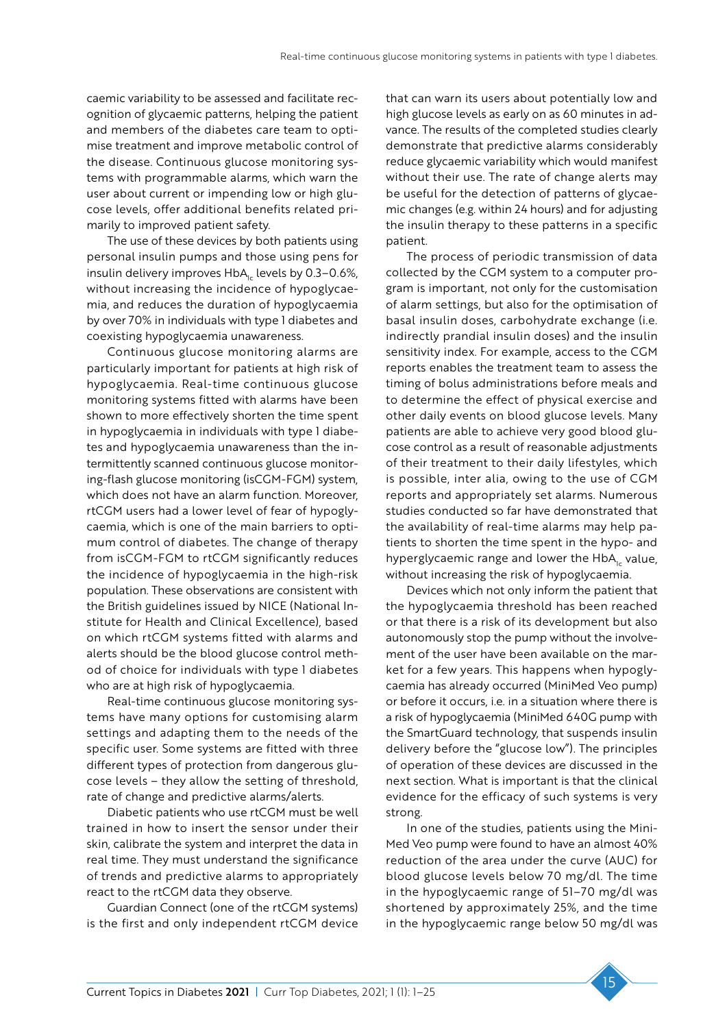caemic variability to be assessed and facilitate recognition of glycaemic patterns, helping the patient and members of the diabetes care team to optimise treatment and improve metabolic control of the disease. Continuous glucose monitoring systems with programmable alarms, which warn the user about current or impending low or high glucose levels, offer additional benefits related primarily to improved patient safety.

The use of these devices by both patients using personal insulin pumps and those using pens for insulin delivery improves $HbA_{1c}$ levels by 0.3–0.6%, without increasing the incidence of hypoglycaemia, and reduces the duration of hypoglycaemia by over 70% in individuals with type 1 diabetes and coexisting hypoglycaemia unawareness.

Continuous glucose monitoring alarms are particularly important for patients at high risk of hypoglycaemia. Real-time continuous glucose monitoring systems fitted with alarms have been shown to more effectively shorten the time spent in hypoglycaemia in individuals with type 1 diabetes and hypoglycaemia unawareness than the intermittently scanned continuous glucose monitoring-flash glucose monitoring (isCGM-FGM) system, which does not have an alarm function. Moreover, rtCGM users had a lower level of fear of hypoglycaemia, which is one of the main barriers to optimum control of diabetes. The change of therapy from isCGM-FGM to rtCGM significantly reduces the incidence of hypoglycaemia in the high-risk population. These observations are consistent with the British guidelines issued by NICE (National Institute for Health and Clinical Excellence), based on which rtCGM systems fitted with alarms and alerts should be the blood glucose control method of choice for individuals with type 1 diabetes who are at high risk of hypoglycaemia.

Real-time continuous glucose monitoring systems have many options for customising alarm settings and adapting them to the needs of the specific user. Some systems are fitted with three different types of protection from dangerous glucose levels – they allow the setting of threshold, rate of change and predictive alarms/alerts.

Diabetic patients who use rtCGM must be well trained in how to insert the sensor under their skin, calibrate the system and interpret the data in real time. They must understand the significance of trends and predictive alarms to appropriately react to the rtCGM data they observe.

Guardian Connect (one of the rtCGM systems) is the first and only independent rtCGM device that can warn its users about potentially low and high glucose levels as early on as 60 minutes in advance. The results of the completed studies clearly demonstrate that predictive alarms considerably reduce glycaemic variability which would manifest without their use. The rate of change alerts may be useful for the detection of patterns of glycaemic changes (e.g. within 24 hours) and for adjusting the insulin therapy to these patterns in a specific patient.

The process of periodic transmission of data collected by the CGM system to a computer program is important, not only for the customisation of alarm settings, but also for the optimisation of basal insulin doses, carbohydrate exchange (i.e. indirectly prandial insulin doses) and the insulin sensitivity index. For example, access to the CGM reports enables the treatment team to assess the timing of bolus administrations before meals and to determine the effect of physical exercise and other daily events on blood glucose levels. Many patients are able to achieve very good blood glucose control as a result of reasonable adjustments of their treatment to their daily lifestyles, which is possible, inter alia, owing to the use of CGM reports and appropriately set alarms. Numerous studies conducted so far have demonstrated that the availability of real-time alarms may help patients to shorten the time spent in the hypo- and hyperglycaemic range and lower the $HbA_{1c}$ value, without increasing the risk of hypoglycaemia.

Devices which not only inform the patient that the hypoglycaemia threshold has been reached or that there is a risk of its development but also autonomously stop the pump without the involvement of the user have been available on the market for a few years. This happens when hypoglycaemia has already occurred (MiniMed Veo pump) or before it occurs, i.e. in a situation where there is a risk of hypoglycaemia (MiniMed 640G pump with the SmartGuard technology, that suspends insulin delivery before the "glucose low"). The principles of operation of these devices are discussed in the next section. What is important is that the clinical evidence for the efficacy of such systems is very strong.

In one of the studies, patients using the MiniMed Veo pump were found to have an almost 40% reduction of the area under the curve (AUC) for blood glucose levels below 70 mg/dl. The time in the hypoglycaemic range of 51–70 mg/dl was shortened by approximately 25%, and the time in the hypoglycaemic range below 50 mg/dl was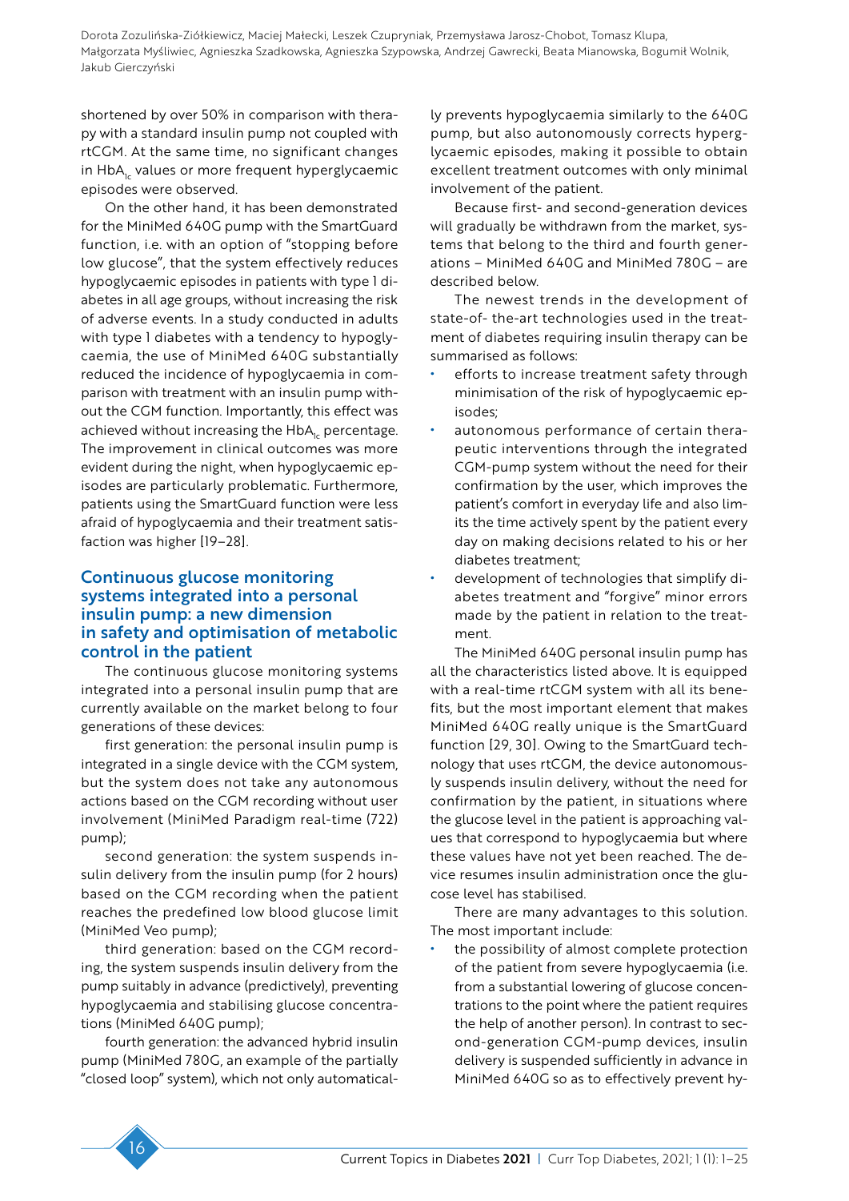shortened by over 50% in comparison with therapy with a standard insulin pump not coupled with rtCGM. At the same time, no significant changes in $HbA_{1c}$ values or more frequent hyperglycaemic episodes were observed.

On the other hand, it has been demonstrated for the MiniMed 640G pump with the SmartGuard function, i.e. with an option of "stopping before low glucose", that the system effectively reduces hypoglycaemic episodes in patients with type 1 diabetes in all age groups, without increasing the risk of adverse events. In a study conducted in adults with type 1 diabetes with a tendency to hypoglycaemia, the use of MiniMed 640G substantially reduced the incidence of hypoglycaemia in comparison with treatment with an insulin pump without the CGM function. Importantly, this effect was achieved without increasing the $HbA_{1c}$ percentage. The improvement in clinical outcomes was more evident during the night, when hypoglycaemic episodes are particularly problematic. Furthermore, patients using the SmartGuard function were less afraid of hypoglycaemia and their treatment satisfaction was higher [19–28].

## Continuous glucose monitoring systems integrated into a personal insulin pump: a new dimension in safety and optimisation of metabolic control in the patient

The continuous glucose monitoring systems integrated into a personal insulin pump that are currently available on the market belong to four generations of these devices:

first generation: the personal insulin pump is integrated in a single device with the CGM system, but the system does not take any autonomous actions based on the CGM recording without user involvement (MiniMed Paradigm real-time (722) pump);

second generation: the system suspends insulin delivery from the insulin pump (for 2 hours) based on the CGM recording when the patient reaches the predefined low blood glucose limit (MiniMed Veo pump);

third generation: based on the CGM recording, the system suspends insulin delivery from the pump suitably in advance (predictively), preventing hypoglycaemia and stabilising glucose concentrations (MiniMed 640G pump);

fourth generation: the advanced hybrid insulin pump (MiniMed 780G, an example of the partially "closed loop" system), which not only automatically prevents hypoglycaemia similarly to the 640G pump, but also autonomously corrects hyperglycaemic episodes, making it possible to obtain excellent treatment outcomes with only minimal involvement of the patient.

Because first- and second-generation devices will gradually be withdrawn from the market, systems that belong to the third and fourth generations – MiniMed 640G and MiniMed 780G – are described below.

The newest trends in the development of state-of- the-art technologies used in the treatment of diabetes requiring insulin therapy can be summarised as follows:

- efforts to increase treatment safety through minimisation of the risk of hypoglycaemic episodes;
- autonomous performance of certain therapeutic interventions through the integrated CGM-pump system without the need for their confirmation by the user, which improves the patient's comfort in everyday life and also limits the time actively spent by the patient every day on making decisions related to his or her diabetes treatment;
- development of technologies that simplify diabetes treatment and "forgive" minor errors made by the patient in relation to the treatment.

The MiniMed 640G personal insulin pump has all the characteristics listed above. It is equipped with a real-time rtCGM system with all its benefits, but the most important element that makes MiniMed 640G really unique is the SmartGuard function [29, 30]. Owing to the SmartGuard technology that uses rtCGM, the device autonomously suspends insulin delivery, without the need for confirmation by the patient, in situations where the glucose level in the patient is approaching values that correspond to hypoglycaemia but where these values have not yet been reached. The device resumes insulin administration once the glucose level has stabilised.

There are many advantages to this solution. The most important include:

- the possibility of almost complete protection of the patient from severe hypoglycaemia (i.e. from a substantial lowering of glucose concentrations to the point where the patient requires the help of another person). In contrast to second-generation CGM-pump devices, insulin delivery is suspended sufficiently in advance in MiniMed 640G so as to effectively prevent hy-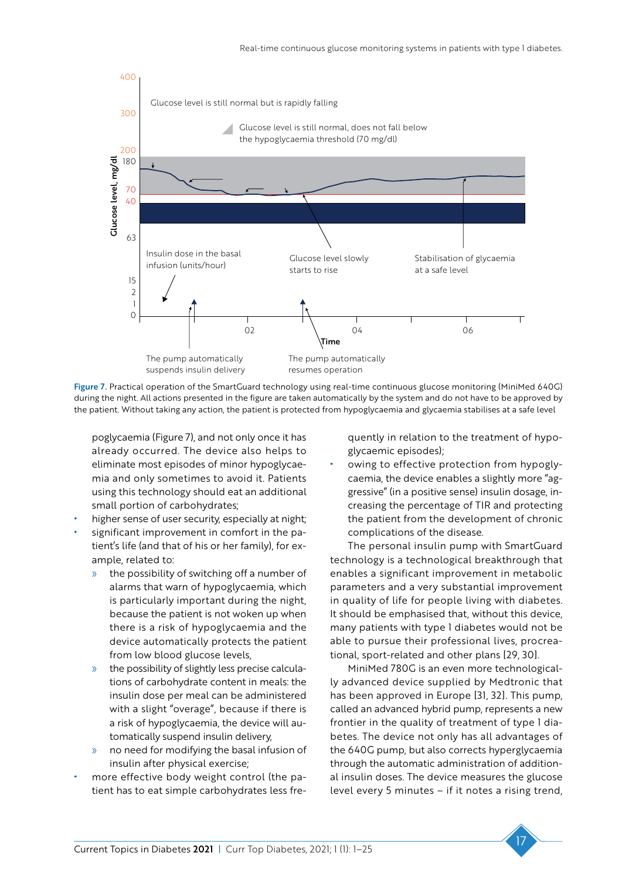Figure 7. Practical operation of the SmartGuard technology using real-time continuous glucose monitoring (MiniMed 640G) during the night. All actions presented in the figure are taken automatically by the system and do not have to be approved by the patient. Without taking any action, the patient is protected from hypoglycaemia and glycaemia stabilises at a safe level

poglycaemia (Figure 7), and not only once it has already occurred. The device also helps to eliminate most episodes of minor hypoglycaemia and only sometimes to avoid it. Patients using this technology should eat an additional small portion of carbohydrates;

- higher sense of user security, especially at night;
- significant improvement in comfort in the patient's life (and that of his or her family), for example, related to:
  - the possibility of switching off a number of alarms that warn of hypoglycaemia, which is particularly important during the night, because the patient is not woken up when there is a risk of hypoglycaemia and the device automatically protects the patient from low blood glucose levels,
  - the possibility of slightly less precise calculations of carbohydrate content in meals: the insulin dose per meal can be administered with a slight "overage", because if there is a risk of hypoglycaemia, the device will automatically suspend insulin delivery,
  - no need for modifying the basal infusion of insulin after physical exercise;
- more effective body weight control (the patient has to eat simple carbohydrates less frequently in relation to the treatment of hypoglycaemic episodes);
- owing to effective protection from hypoglycaemia, the device enables a slightly more "aggressive" (in a positive sense) insulin dosage, increasing the percentage of TIR and protecting the patient from the development of chronic complications of the disease.

The personal insulin pump with SmartGuard technology is a technological breakthrough that enables a significant improvement in metabolic parameters and a very substantial improvement in quality of life for people living with diabetes. It should be emphasised that, without this device, many patients with type 1 diabetes would not be able to pursue their professional lives, procreational, sport-related and other plans [29, 30].

MiniMed 780G is an even more technologically advanced device supplied by Medtronic that has been approved in Europe [31, 32]. This pump, called an advanced hybrid pump, represents a new frontier in the quality of treatment of type 1 diabetes. The device not only has all advantages of the 640G pump, but also corrects hyperglycaemia through the automatic administration of additional insulin doses. The device measures the glucose level every 5 minutes – if it notes a rising trend,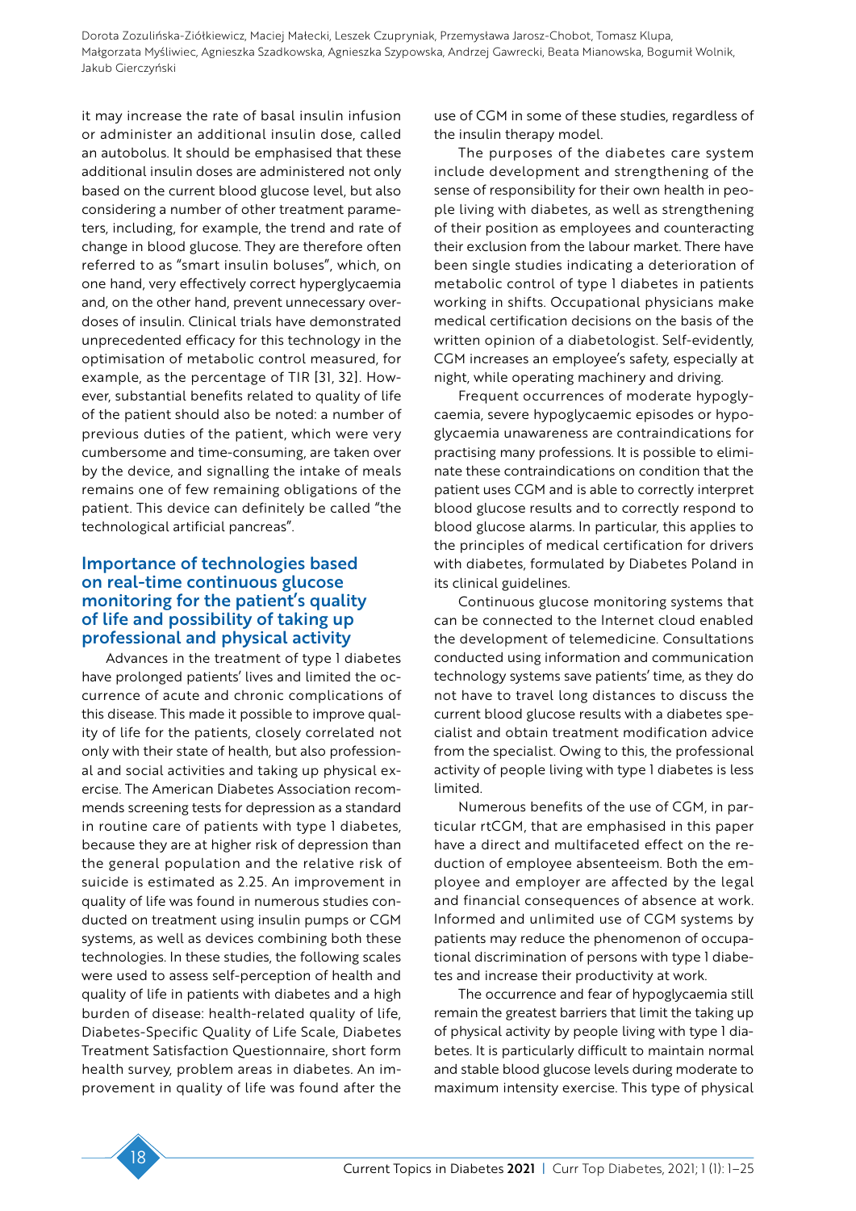it may increase the rate of basal insulin infusion or administer an additional insulin dose, called an autobolus. It should be emphasised that these additional insulin doses are administered not only based on the current blood glucose level, but also considering a number of other treatment parameters, including, for example, the trend and rate of change in blood glucose. They are therefore often referred to as "smart insulin boluses", which, on one hand, very effectively correct hyperglycaemia and, on the other hand, prevent unnecessary overdoses of insulin. Clinical trials have demonstrated unprecedented efficacy for this technology in the optimisation of metabolic control measured, for example, as the percentage of TIR [31, 32]. However, substantial benefits related to quality of life of the patient should also be noted: a number of previous duties of the patient, which were very cumbersome and time-consuming, are taken over by the device, and signalling the intake of meals remains one of few remaining obligations of the patient. This device can definitely be called "the technological artificial pancreas".

## Importance of technologies based on real-time continuous glucose monitoring for the patient's quality of life and possibility of taking up professional and physical activity

Advances in the treatment of type 1 diabetes have prolonged patients' lives and limited the occurrence of acute and chronic complications of this disease. This made it possible to improve quality of life for the patients, closely correlated not only with their state of health, but also professional and social activities and taking up physical exercise. The American Diabetes Association recommends screening tests for depression as a standard in routine care of patients with type 1 diabetes, because they are at higher risk of depression than the general population and the relative risk of suicide is estimated as 2.25. An improvement in quality of life was found in numerous studies conducted on treatment using insulin pumps or CGM systems, as well as devices combining both these technologies. In these studies, the following scales were used to assess self-perception of health and quality of life in patients with diabetes and a high burden of disease: health-related quality of life, Diabetes-Specific Quality of Life Scale, Diabetes Treatment Satisfaction Questionnaire, short form health survey, problem areas in diabetes. An improvement in quality of life was found after the use of CGM in some of these studies, regardless of the insulin therapy model.

The purposes of the diabetes care system include development and strengthening of the sense of responsibility for their own health in people living with diabetes, as well as strengthening of their position as employees and counteracting their exclusion from the labour market. There have been single studies indicating a deterioration of metabolic control of type 1 diabetes in patients working in shifts. Occupational physicians make medical certification decisions on the basis of the written opinion of a diabetologist. Self-evidently, CGM increases an employee's safety, especially at night, while operating machinery and driving.

Frequent occurrences of moderate hypoglycaemia, severe hypoglycaemic episodes or hypoglycaemia unawareness are contraindications for practising many professions. It is possible to eliminate these contraindications on condition that the patient uses CGM and is able to correctly interpret blood glucose results and to correctly respond to blood glucose alarms. In particular, this applies to the principles of medical certification for drivers with diabetes, formulated by Diabetes Poland in its clinical guidelines.

Continuous glucose monitoring systems that can be connected to the Internet cloud enabled the development of telemedicine. Consultations conducted using information and communication technology systems save patients' time, as they do not have to travel long distances to discuss the current blood glucose results with a diabetes specialist and obtain treatment modification advice from the specialist. Owing to this, the professional activity of people living with type 1 diabetes is less limited.

Numerous benefits of the use of CGM, in particular rtCGM, that are emphasised in this paper have a direct and multifaceted effect on the reduction of employee absenteeism. Both the employee and employer are affected by the legal and financial consequences of absence at work. Informed and unlimited use of CGM systems by patients may reduce the phenomenon of occupational discrimination of persons with type 1 diabetes and increase their productivity at work.

The occurrence and fear of hypoglycaemia still remain the greatest barriers that limit the taking up of physical activity by people living with type 1 diabetes. It is particularly difficult to maintain normal and stable blood glucose levels during moderate to maximum intensity exercise. This type of physical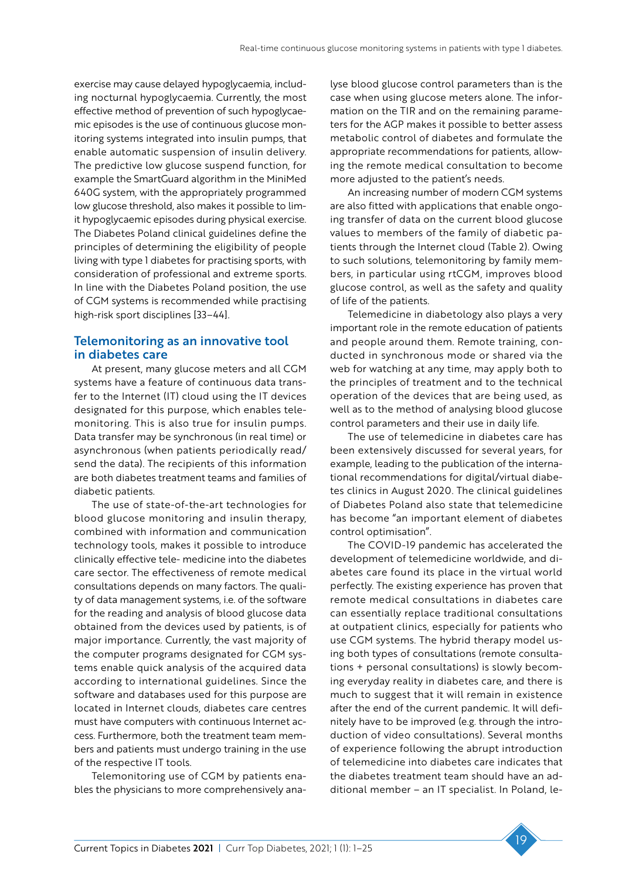exercise may cause delayed hypoglycaemia, including nocturnal hypoglycaemia. Currently, the most effective method of prevention of such hypoglycaemic episodes is the use of continuous glucose monitoring systems integrated into insulin pumps, that enable automatic suspension of insulin delivery. The predictive low glucose suspend function, for example the SmartGuard algorithm in the MiniMed 640G system, with the appropriately programmed low glucose threshold, also makes it possible to limit hypoglycaemic episodes during physical exercise. The Diabetes Poland clinical guidelines define the principles of determining the eligibility of people living with type 1 diabetes for practising sports, with consideration of professional and extreme sports. In line with the Diabetes Poland position, the use of CGM systems is recommended while practising high-risk sport disciplines [33–44].

## Telemonitoring as an innovative tool in diabetes care

At present, many glucose meters and all CGM systems have a feature of continuous data transfer to the Internet (IT) cloud using the IT devices designated for this purpose, which enables telemonitoring. This is also true for insulin pumps. Data transfer may be synchronous (in real time) or asynchronous (when patients periodically read/send the data). The recipients of this information are both diabetes treatment teams and families of diabetic patients.

The use of state-of-the-art technologies for blood glucose monitoring and insulin therapy, combined with information and communication technology tools, makes it possible to introduce clinically effective tele- medicine into the diabetes care sector. The effectiveness of remote medical consultations depends on many factors. The quality of data management systems, i.e. of the software for the reading and analysis of blood glucose data obtained from the devices used by patients, is of major importance. Currently, the vast majority of the computer programs designated for CGM systems enable quick analysis of the acquired data according to international guidelines. Since the software and databases used for this purpose are located in Internet clouds, diabetes care centres must have computers with continuous Internet access. Furthermore, both the treatment team members and patients must undergo training in the use of the respective IT tools.

Telemonitoring use of CGM by patients enables the physicians to more comprehensively analyse blood glucose control parameters than is the case when using glucose meters alone. The information on the TIR and on the remaining parameters for the AGP makes it possible to better assess metabolic control of diabetes and formulate the appropriate recommendations for patients, allowing the remote medical consultation to become more adjusted to the patient's needs.

An increasing number of modern CGM systems are also fitted with applications that enable ongoing transfer of data on the current blood glucose values to members of the family of diabetic patients through the Internet cloud (Table 2). Owing to such solutions, telemonitoring by family members, in particular using rtCGM, improves blood glucose control, as well as the safety and quality of life of the patients.

Telemedicine in diabetology also plays a very important role in the remote education of patients and people around them. Remote training, conducted in synchronous mode or shared via the web for watching at any time, may apply both to the principles of treatment and to the technical operation of the devices that are being used, as well as to the method of analysing blood glucose control parameters and their use in daily life.

The use of telemedicine in diabetes care has been extensively discussed for several years, for example, leading to the publication of the international recommendations for digital/virtual diabetes clinics in August 2020. The clinical guidelines of Diabetes Poland also state that telemedicine has become "an important element of diabetes control optimisation".

The COVID-19 pandemic has accelerated the development of telemedicine worldwide, and diabetes care found its place in the virtual world perfectly. The existing experience has proven that remote medical consultations in diabetes care can essentially replace traditional consultations at outpatient clinics, especially for patients who use CGM systems. The hybrid therapy model using both types of consultations (remote consultations + personal consultations) is slowly becoming everyday reality in diabetes care, and there is much to suggest that it will remain in existence after the end of the current pandemic. It will definitely have to be improved (e.g. through the introduction of video consultations). Several months of experience following the abrupt introduction of telemedicine into diabetes care indicates that the diabetes treatment team should have an additional member – an IT specialist. In Poland, le-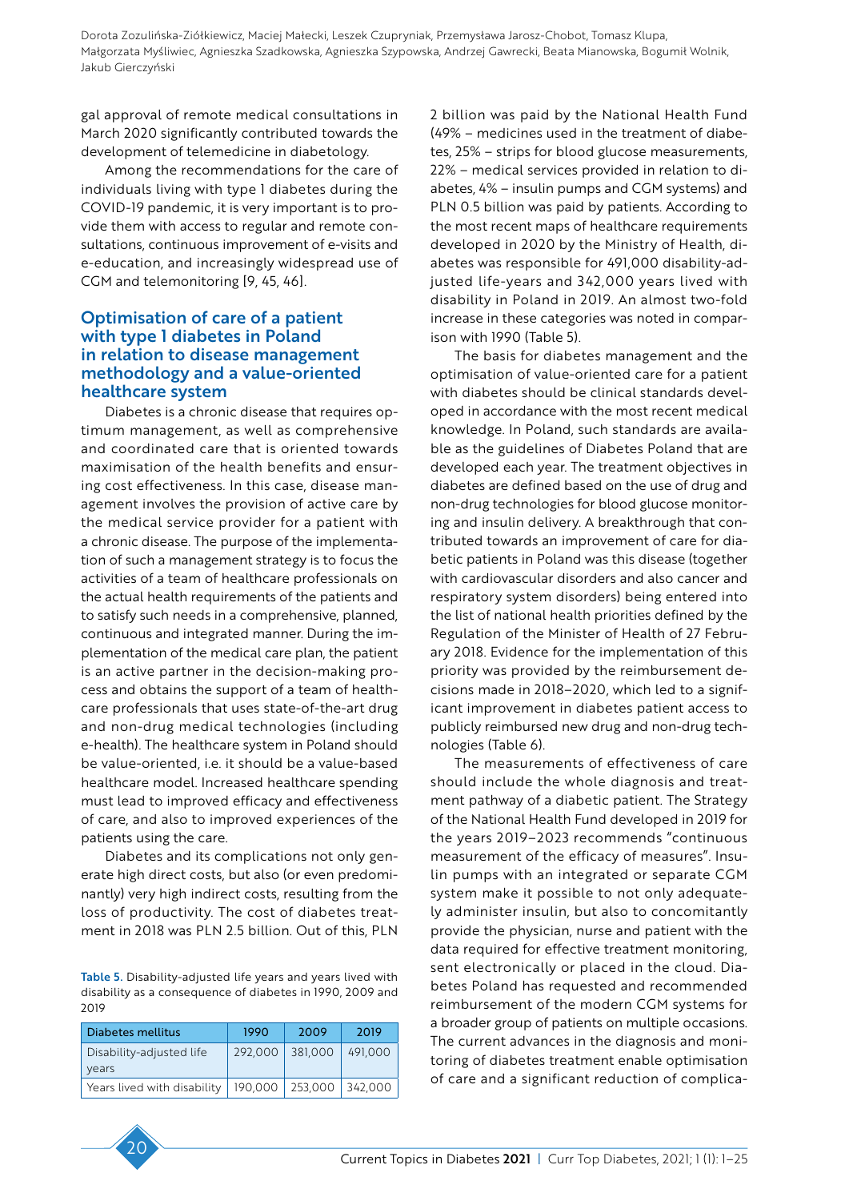gal approval of remote medical consultations in March 2020 significantly contributed towards the development of telemedicine in diabetology.

Among the recommendations for the care of individuals living with type 1 diabetes during the COVID-19 pandemic, it is very important is to provide them with access to regular and remote consultations, continuous improvement of e-visits and e-education, and increasingly widespread use of CGM and telemonitoring [9, 45, 46].

## Optimisation of care of a patient with type 1 diabetes in Poland in relation to disease management methodology and a value-oriented healthcare system

Diabetes is a chronic disease that requires optimum management, as well as comprehensive and coordinated care that is oriented towards maximisation of the health benefits and ensuring cost effectiveness. In this case, disease management involves the provision of active care by the medical service provider for a patient with a chronic disease. The purpose of the implementation of such a management strategy is to focus the activities of a team of healthcare professionals on the actual health requirements of the patients and to satisfy such needs in a comprehensive, planned, continuous and integrated manner. During the implementation of the medical care plan, the patient is an active partner in the decision-making process and obtains the support of a team of healthcare professionals that uses state-of-the-art drug and non-drug medical technologies (including e-health). The healthcare system in Poland should be value-oriented, i.e. it should be a value-based healthcare model. Increased healthcare spending must lead to improved efficacy and effectiveness of care, and also to improved experiences of the patients using the care.

Diabetes and its complications not only generate high direct costs, but also (or even predominantly) very high indirect costs, resulting from the loss of productivity. The cost of diabetes treatment in 2018 was PLN 2.5 billion. Out of this, PLN 2 billion was paid by the National Health Fund (49% – medicines used in the treatment of diabetes, 25% – strips for blood glucose measurements, 22% – medical services provided in relation to diabetes, 4% – insulin pumps and CGM systems) and PLN 0.5 billion was paid by patients. According to the most recent maps of healthcare requirements developed in 2020 by the Ministry of Health, diabetes was responsible for 491,000 disability-adjusted life-years and 342,000 years lived with disability in Poland in 2019. An almost two-fold increase in these categories was noted in comparison with 1990 (Table 5).

Table 5. Disability-adjusted life years and years lived with disability as a consequence of diabetes in 1990, 2009 and 2019

| Diabetes mellitus | 1990 | 2009 | 2019 |
|---|---|---|---|
| Disability-adjusted life years | 292,000 | 381,000 | 491,000 |
| Years lived with disability | 190,000 | 253,000 | 342,000 |

The basis for diabetes management and the optimisation of value-oriented care for a patient with diabetes should be clinical standards developed in accordance with the most recent medical knowledge. In Poland, such standards are available as the guidelines of Diabetes Poland that are developed each year. The treatment objectives in diabetes are defined based on the use of drug and non-drug technologies for blood glucose monitoring and insulin delivery. A breakthrough that contributed towards an improvement of care for diabetic patients in Poland was this disease (together with cardiovascular disorders and also cancer and respiratory system disorders) being entered into the list of national health priorities defined by the Regulation of the Minister of Health of 27 February 2018. Evidence for the implementation of this priority was provided by the reimbursement decisions made in 2018–2020, which led to a significant improvement in diabetes patient access to publicly reimbursed new drug and non-drug technologies (Table 6).

The measurements of effectiveness of care should include the whole diagnosis and treatment pathway of a diabetic patient. The Strategy of the National Health Fund developed in 2019 for the years 2019–2023 recommends "continuous measurement of the efficacy of measures". Insulin pumps with an integrated or separate CGM system make it possible to not only adequately administer insulin, but also to concomitantly provide the physician, nurse and patient with the data required for effective treatment monitoring, sent electronically or placed in the cloud. Diabetes Poland has requested and recommended reimbursement of the modern CGM systems for a broader group of patients on multiple occasions. The current advances in the diagnosis and monitoring of diabetes treatment enable optimisation of care and a significant reduction of complica-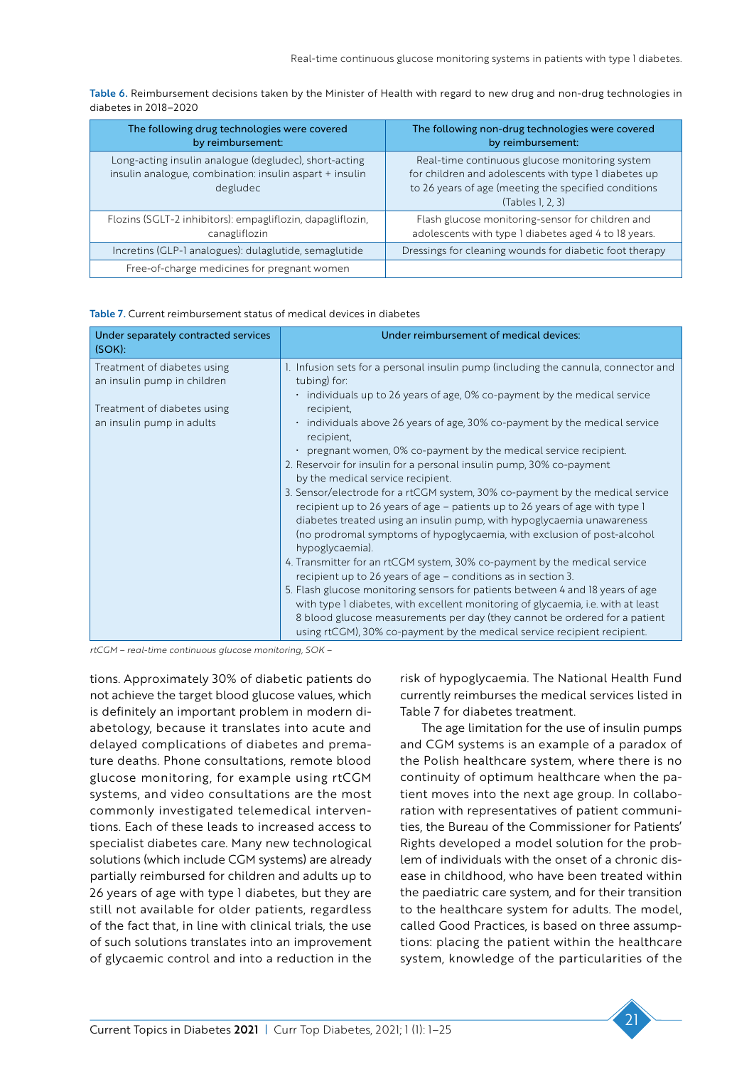**Table 6.** Reimbursement decisions taken by the Minister of Health with regard to new drug and non-drug technologies in diabetes in 2018–2020

| The following drug technologies were covered by reimbursement: | The following non-drug technologies were covered by reimbursement: |
|---|---|
| Long-acting insulin analogue (degludec), short-acting insulin analogue, combination: insulin aspart + insulin degludec | Real-time continuous glucose monitoring system for children and adolescents with type 1 diabetes up to 26 years of age (meeting the specified conditions (Tables 1, 2, 3) |
| Flozins (SGLT-2 inhibitors): empagliflozin, dapagliflozin, canagliflozin | Flash glucose monitoring-sensor for children and adolescents with type 1 diabetes aged 4 to 18 years. |
| Incretins (GLP-1 analogues): dulaglutide, semaglutide | Dressings for cleaning wounds for diabetic foot therapy |
| Free-of-charge medicines for pregnant women | |

**Table 7.** Current reimbursement status of medical devices in diabetes

| Under separately contracted services (SOK): | Under reimbursement of medical devices: |
|---|---|
| Treatment of diabetes using an insulin pump in children<br><br>Treatment of diabetes using an insulin pump in adults | 1. Infusion sets for a personal insulin pump (including the cannula, connector and tubing) for:<br>• individuals up to 26 years of age, 0% co-payment by the medical service recipient,<br>• individuals above 26 years of age, 30% co-payment by the medical service recipient,<br>• pregnant women, 0% co-payment by the medical service recipient.<br>2. Reservoir for insulin for a personal insulin pump, 30% co-payment by the medical service recipient.<br>3. Sensor/electrode for a rtCGM system, 30% co-payment by the medical service recipient up to 26 years of age – patients up to 26 years of age with type 1 diabetes treated using an insulin pump, with hypoglycaemia unawareness (no prodromal symptoms of hypoglycaemia, with exclusion of post-alcohol hypoglycaemia).<br>4. Transmitter for an rtCGM system, 30% co-payment by the medical service recipient up to 26 years of age – conditions as in section 3.<br>5. Flash glucose monitoring sensors for patients between 4 and 18 years of age with type 1 diabetes, with excellent monitoring of glycaemia, i.e. with at least 8 blood glucose measurements per day (they cannot be ordered for a patient using rtCGM), 30% co-payment by the medical service recipient recipient. |

*rtCGM – real-time continuous glucose monitoring, SOK –*

tions. Approximately 30% of diabetic patients do not achieve the target blood glucose values, which is definitely an important problem in modern diabetology, because it translates into acute and delayed complications of diabetes and premature deaths. Phone consultations, remote blood glucose monitoring, for example using rtCGM systems, and video consultations are the most commonly investigated telemedical interventions. Each of these leads to increased access to specialist diabetes care. Many new technological solutions (which include CGM systems) are already partially reimbursed for children and adults up to 26 years of age with type 1 diabetes, but they are still not available for older patients, regardless of the fact that, in line with clinical trials, the use of such solutions translates into an improvement of glycaemic control and into a reduction in the risk of hypoglycaemia. The National Health Fund currently reimburses the medical services listed in Table 7 for diabetes treatment.

The age limitation for the use of insulin pumps and CGM systems is an example of a paradox of the Polish healthcare system, where there is no continuity of optimum healthcare when the patient moves into the next age group. In collaboration with representatives of patient communities, the Bureau of the Commissioner for Patients' Rights developed a model solution for the problem of individuals with the onset of a chronic disease in childhood, who have been treated within the paediatric care system, and for their transition to the healthcare system for adults. The model, called Good Practices, is based on three assumptions: placing the patient within the healthcare system, knowledge of the particularities of the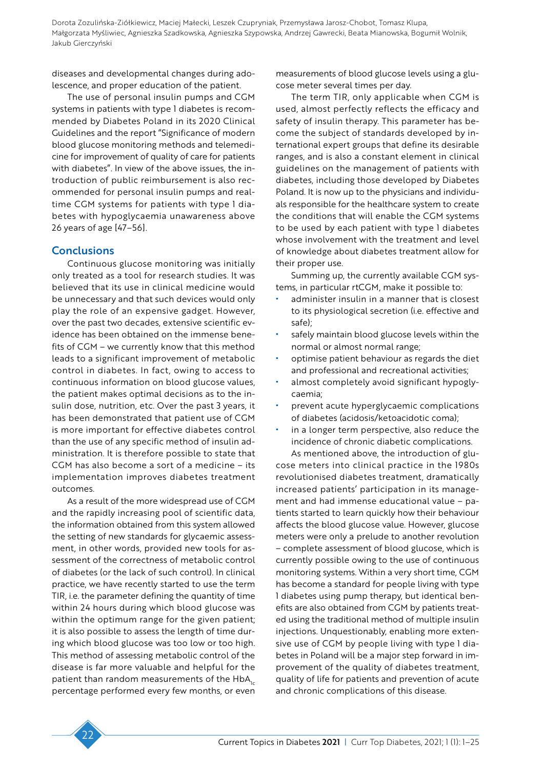diseases and developmental changes during adolescence, and proper education of the patient.

The use of personal insulin pumps and CGM systems in patients with type 1 diabetes is recommended by Diabetes Poland in its 2020 Clinical Guidelines and the report "Significance of modern blood glucose monitoring methods and telemedicine for improvement of quality of care for patients with diabetes". In view of the above issues, the introduction of public reimbursement is also recommended for personal insulin pumps and real-time CGM systems for patients with type 1 diabetes with hypoglycaemia unawareness above 26 years of age [47–56].

## Conclusions

Continuous glucose monitoring was initially only treated as a tool for research studies. It was believed that its use in clinical medicine would be unnecessary and that such devices would only play the role of an expensive gadget. However, over the past two decades, extensive scientific evidence has been obtained on the immense benefits of CGM – we currently know that this method leads to a significant improvement of metabolic control in diabetes. In fact, owing to access to continuous information on blood glucose values, the patient makes optimal decisions as to the insulin dose, nutrition, etc. Over the past 3 years, it has been demonstrated that patient use of CGM is more important for effective diabetes control than the use of any specific method of insulin administration. It is therefore possible to state that CGM has also become a sort of a medicine – its implementation improves diabetes treatment outcomes.

As a result of the more widespread use of CGM and the rapidly increasing pool of scientific data, the information obtained from this system allowed the setting of new standards for glycaemic assessment, in other words, provided new tools for assessment of the correctness of metabolic control of diabetes (or the lack of such control). In clinical practice, we have recently started to use the term TIR, i.e. the parameter defining the quantity of time within 24 hours during which blood glucose was within the optimum range for the given patient; it is also possible to assess the length of time during which blood glucose was too low or too high. This method of assessing metabolic control of the disease is far more valuable and helpful for the patient than random measurements of the $HbA_{1c}$ percentage performed every few months, or even measurements of blood glucose levels using a glucose meter several times per day.

The term TIR, only applicable when CGM is used, almost perfectly reflects the efficacy and safety of insulin therapy. This parameter has become the subject of standards developed by international expert groups that define its desirable ranges, and is also a constant element in clinical guidelines on the management of patients with diabetes, including those developed by Diabetes Poland. It is now up to the physicians and individuals responsible for the healthcare system to create the conditions that will enable the CGM systems to be used by each patient with type 1 diabetes whose involvement with the treatment and level of knowledge about diabetes treatment allow for their proper use.

Summing up, the currently available CGM systems, in particular rtCGM, make it possible to:

- administer insulin in a manner that is closest to its physiological secretion (i.e. effective and safe);
- safely maintain blood glucose levels within the normal or almost normal range;
- optimise patient behaviour as regards the diet and professional and recreational activities;
- almost completely avoid significant hypoglycaemia;
- prevent acute hyperglycaemic complications of diabetes (acidosis/ketoacidotic coma);
- in a longer term perspective, also reduce the incidence of chronic diabetic complications.

As mentioned above, the introduction of glucose meters into clinical practice in the 1980s revolutionised diabetes treatment, dramatically increased patients' participation in its management and had immense educational value – patients started to learn quickly how their behaviour affects the blood glucose value. However, glucose meters were only a prelude to another revolution – complete assessment of blood glucose, which is currently possible owing to the use of continuous monitoring systems. Within a very short time, CGM has become a standard for people living with type 1 diabetes using pump therapy, but identical benefits are also obtained from CGM by patients treated using the traditional method of multiple insulin injections. Unquestionably, enabling more extensive use of CGM by people living with type 1 diabetes in Poland will be a major step forward in improvement of the quality of diabetes treatment, quality of life for patients and prevention of acute and chronic complications of this disease.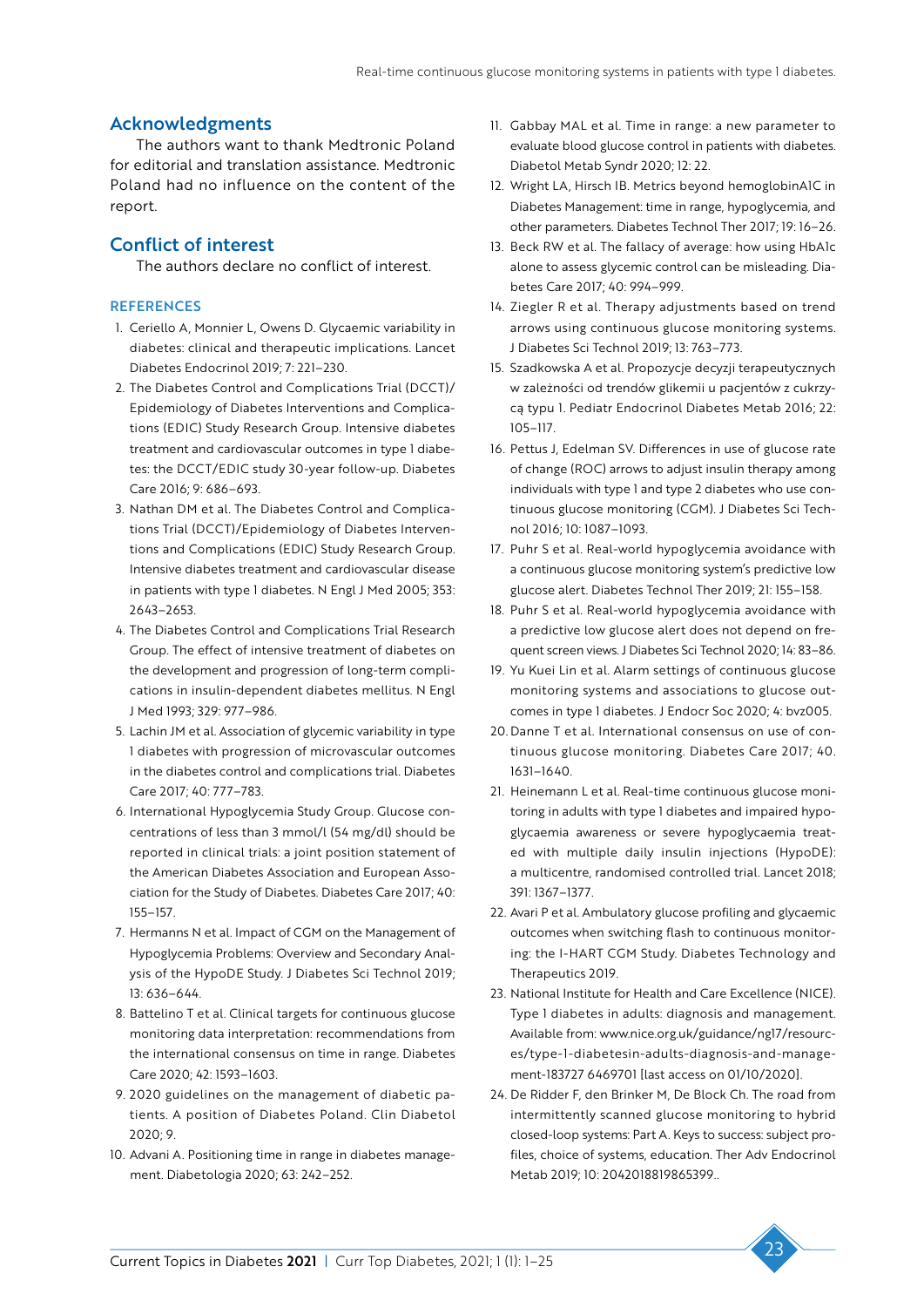## Acknowledgments

The authors want to thank Medtronic Poland for editorial and translation assistance. Medtronic Poland had no influence on the content of the report.

## Conflict of interest

The authors declare no conflict of interest.

### REFERENCES

1. Ceriello A, Monnier L, Owens D. Glycaemic variability in diabetes: clinical and therapeutic implications. Lancet Diabetes Endocrinol 2019; 7: 221–230.
2. The Diabetes Control and Complications Trial (DCCT)/Epidemiology of Diabetes Interventions and Complications (EDIC) Study Research Group. Intensive diabetes treatment and cardiovascular outcomes in type 1 diabetes: the DCCT/EDIC study 30-year follow-up. Diabetes Care 2016; 9: 686–693.
3. Nathan DM et al. The Diabetes Control and Complications Trial (DCCT)/Epidemiology of Diabetes Interventions and Complications (EDIC) Study Research Group. Intensive diabetes treatment and cardiovascular disease in patients with type 1 diabetes. N Engl J Med 2005; 353: 2643–2653.
4. The Diabetes Control and Complications Trial Research Group. The effect of intensive treatment of diabetes on the development and progression of long-term complications in insulin-dependent diabetes mellitus. N Engl J Med 1993; 329: 977–986.
5. Lachin JM et al. Association of glycemic variability in type 1 diabetes with progression of microvascular outcomes in the diabetes control and complications trial. Diabetes Care 2017; 40: 777–783.
6. International Hypoglycemia Study Group. Glucose concentrations of less than 3 mmol/l (54 mg/dl) should be reported in clinical trials: a joint position statement of the American Diabetes Association and European Association for the Study of Diabetes. Diabetes Care 2017; 40: 155–157.
7. Hermanns N et al. Impact of CGM on the Management of Hypoglycemia Problems: Overview and Secondary Analysis of the HypoDE Study. J Diabetes Sci Technol 2019; 13: 636–644.
8. Battelino T et al. Clinical targets for continuous glucose monitoring data interpretation: recommendations from the international consensus on time in range. Diabetes Care 2020; 42: 1593–1603.
9. 2020 guidelines on the management of diabetic patients. A position of Diabetes Poland. Clin Diabetol 2020; 9.
10. Advani A. Positioning time in range in diabetes management. Diabetologia 2020; 63: 242–252.
11. Gabbay MAL et al. Time in range: a new parameter to evaluate blood glucose control in patients with diabetes. Diabetol Metab Syndr 2020; 12: 22.
12. Wright LA, Hirsch IB. Metrics beyond hemoglobinA1C in Diabetes Management: time in range, hypoglycemia, and other parameters. Diabetes Technol Ther 2017; 19: 16–26.
13. Beck RW et al. The fallacy of average: how using HbA1c alone to assess glycemic control can be misleading. Diabetes Care 2017; 40: 994–999.
14. Ziegler R et al. Therapy adjustments based on trend arrows using continuous glucose monitoring systems. J Diabetes Sci Technol 2019; 13: 763–773.
15. Szadkowska A et al. Propozycje decyzji terapeutycznych w zależności od trendów glikemii u pacjentów z cukrzycą typu 1. Pediatr Endocrinol Diabetes Metab 2016; 22: 105–117.
16. Pettus J, Edelman SV. Differences in use of glucose rate of change (ROC) arrows to adjust insulin therapy among individuals with type 1 and type 2 diabetes who use continuous glucose monitoring (CGM). J Diabetes Sci Technol 2016; 10: 1087–1093.
17. Puhr S et al. Real-world hypoglycemia avoidance with a continuous glucose monitoring system's predictive low glucose alert. Diabetes Technol Ther 2019; 21: 155–158.
18. Puhr S et al. Real-world hypoglycemia avoidance with a predictive low glucose alert does not depend on frequent screen views. J Diabetes Sci Technol 2020; 14: 83–86.
19. Yu Kuei Lin et al. Alarm settings of continuous glucose monitoring systems and associations to glucose outcomes in type 1 diabetes. J Endocr Soc 2020; 4: bvz005.
20. Danne T et al. International consensus on use of continuous glucose monitoring. Diabetes Care 2017; 40. 1631–1640.
21. Heinemann L et al. Real-time continuous glucose monitoring in adults with type 1 diabetes and impaired hypoglycaemia awareness or severe hypoglycaemia treated with multiple daily insulin injections (HypoDE): a multicentre, randomised controlled trial. Lancet 2018; 391: 1367–1377.
22. Avari P et al. Ambulatory glucose profiling and glycaemic outcomes when switching flash to continuous monitoring: the I-HART CGM Study. Diabetes Technology and Therapeutics 2019.
23. National Institute for Health and Care Excellence (NICE). Type 1 diabetes in adults: diagnosis and management. Available from: www.nice.org.uk/guidance/ng17/resources/type-1-diabetesin-adults-diagnosis-and-management-183727 6469701 [last access on 01/10/2020].
24. De Ridder F, den Brinker M, De Block Ch. The road from intermittently scanned glucose monitoring to hybrid closed-loop systems: Part A. Keys to success: subject profiles, choice of systems, education. Ther Adv Endocrinol Metab 2019; 10: 2042018819865399..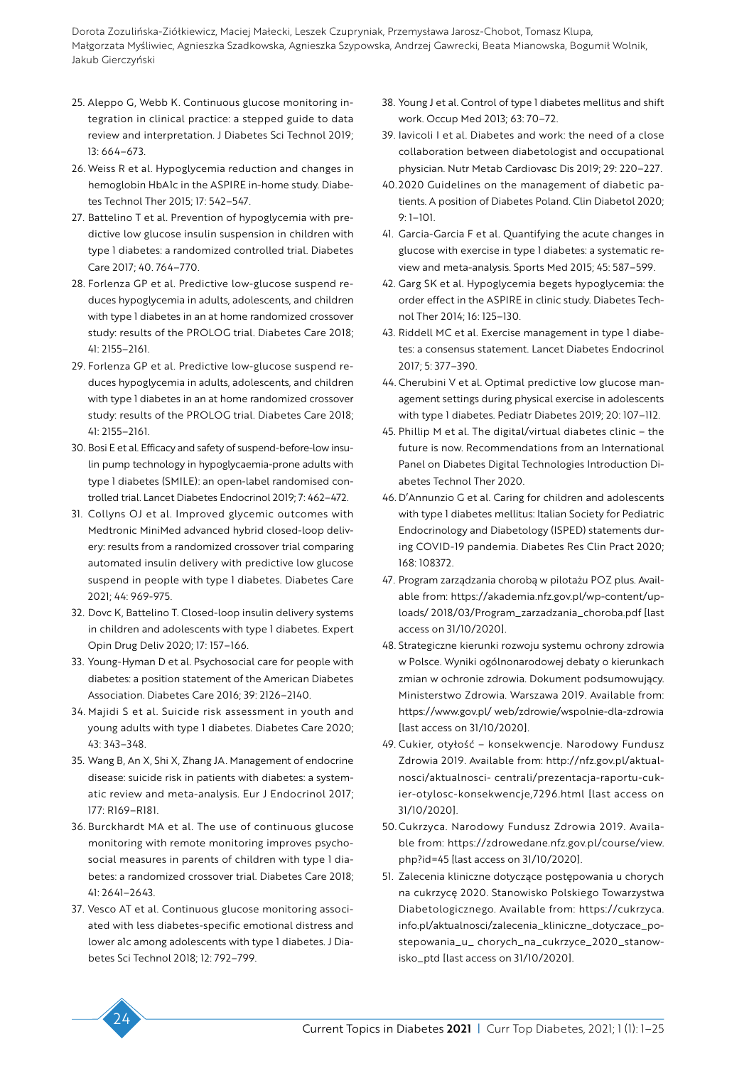25. Aleppo G, Webb K. Continuous glucose monitoring integration in clinical practice: a stepped guide to data review and interpretation. J Diabetes Sci Technol 2019; 13: 664–673.
26. Weiss R et al. Hypoglycemia reduction and changes in hemoglobin HbA1c in the ASPIRE in-home study. Diabetes Technol Ther 2015; 17: 542–547.
27. Battelino T et al. Prevention of hypoglycemia with predictive low glucose insulin suspension in children with type 1 diabetes: a randomized controlled trial. Diabetes Care 2017; 40. 764–770.
28. Forlenza GP et al. Predictive low-glucose suspend reduces hypoglycemia in adults, adolescents, and children with type 1 diabetes in an at home randomized crossover study: results of the PROLOG trial. Diabetes Care 2018; 41: 2155–2161.
29. Forlenza GP et al. Predictive low-glucose suspend reduces hypoglycemia in adults, adolescents, and children with type 1 diabetes in an at home randomized crossover study: results of the PROLOG trial. Diabetes Care 2018; 41: 2155–2161.
30. Bosi E et al. Efficacy and safety of suspend-before-low insulin pump technology in hypoglycaemia-prone adults with type 1 diabetes (SMILE): an open-label randomised controlled trial. Lancet Diabetes Endocrinol 2019; 7: 462–472.
31. Collyns OJ et al. Improved glycemic outcomes with Medtronic MiniMed advanced hybrid closed-loop delivery: results from a randomized crossover trial comparing automated insulin delivery with predictive low glucose suspend in people with type 1 diabetes. Diabetes Care 2021; 44: 969-975.
32. Dovc K, Battelino T. Closed-loop insulin delivery systems in children and adolescents with type 1 diabetes. Expert Opin Drug Deliv 2020; 17: 157–166.
33. Young-Hyman D et al. Psychosocial care for people with diabetes: a position statement of the American Diabetes Association. Diabetes Care 2016; 39: 2126–2140.
34. Majidi S et al. Suicide risk assessment in youth and young adults with type 1 diabetes. Diabetes Care 2020; 43: 343–348.
35. Wang B, An X, Shi X, Zhang JA. Management of endocrine disease: suicide risk in patients with diabetes: a systematic review and meta-analysis. Eur J Endocrinol 2017; 177: R169–R181.
36. Burckhardt MA et al. The use of continuous glucose monitoring with remote monitoring improves psychosocial measures in parents of children with type 1 diabetes: a randomized crossover trial. Diabetes Care 2018; 41: 2641–2643.
37. Vesco AT et al. Continuous glucose monitoring associated with less diabetes-specific emotional distress and lower a1c among adolescents with type 1 diabetes. J Diabetes Sci Technol 2018; 12: 792–799.
38. Young J et al. Control of type 1 diabetes mellitus and shift work. Occup Med 2013; 63: 70–72.
39. Iavicoli I et al. Diabetes and work: the need of a close collaboration between diabetologist and occupational physician. Nutr Metab Cardiovasc Dis 2019; 29: 220–227.
40. 2020 Guidelines on the management of diabetic patients. A position of Diabetes Poland. Clin Diabetol 2020; 9: 1–101.
41. Garcia-Garcia F et al. Quantifying the acute changes in glucose with exercise in type 1 diabetes: a systematic review and meta-analysis. Sports Med 2015; 45: 587–599.
42. Garg SK et al. Hypoglycemia begets hypoglycemia: the order effect in the ASPIRE in clinic study. Diabetes Technol Ther 2014; 16: 125–130.
43. Riddell MC et al. Exercise management in type 1 diabetes: a consensus statement. Lancet Diabetes Endocrinol 2017; 5: 377–390.
44. Cherubini V et al. Optimal predictive low glucose management settings during physical exercise in adolescents with type 1 diabetes. Pediatr Diabetes 2019; 20: 107–112.
45. Phillip M et al. The digital/virtual diabetes clinic – the future is now. Recommendations from an International Panel on Diabetes Digital Technologies Introduction Diabetes Technol Ther 2020.
46. D'Annunzio G et al. Caring for children and adolescents with type 1 diabetes mellitus: Italian Society for Pediatric Endocrinology and Diabetology (ISPED) statements during COVID-19 pandemia. Diabetes Res Clin Pract 2020; 168: 108372.
47. Program zarządzania chorobą w pilotażu POZ plus. Available from: https://akademia.nfz.gov.pl/wp-content/uploads/ 2018/03/Program_zarzadzania_choroba.pdf [last access on 31/10/2020].
48. Strategiczne kierunki rozwoju systemu ochrony zdrowia w Polsce. Wyniki ogólnonarodowej debaty o kierunkach zmian w ochronie zdrowia. Dokument podsumowujący. Ministerstwo Zdrowia. Warszawa 2019. Available from: https://www.gov.pl/ web/zdrowie/wspolnie-dla-zdrowia [last access on 31/10/2020].
49. Cukier, otyłość – konsekwencje. Narodowy Fundusz Zdrowia 2019. Available from: http://nfz.gov.pl/aktualnosci/aktualnosci- centrali/prezentacja-raportu-cukier-otylosc-konsekwencje,7296.html [last access on 31/10/2020].
50. Cukrzyca. Narodowy Fundusz Zdrowia 2019. Available from: https://zdrowedane.nfz.gov.pl/course/view.php?id=45 [last access on 31/10/2020].
51. Zalecenia kliniczne dotyczące postępowania u chorych na cukrzycę 2020. Stanowisko Polskiego Towarzystwa Diabetologicznego. Available from: https://cukrzyca.info.pl/aktualnosci/zalecenia_kliniczne_dotyczace_postepowania_u_ chorych_na_cukrzyce_2020_stanowisko_ptd [last access on 31/10/2020].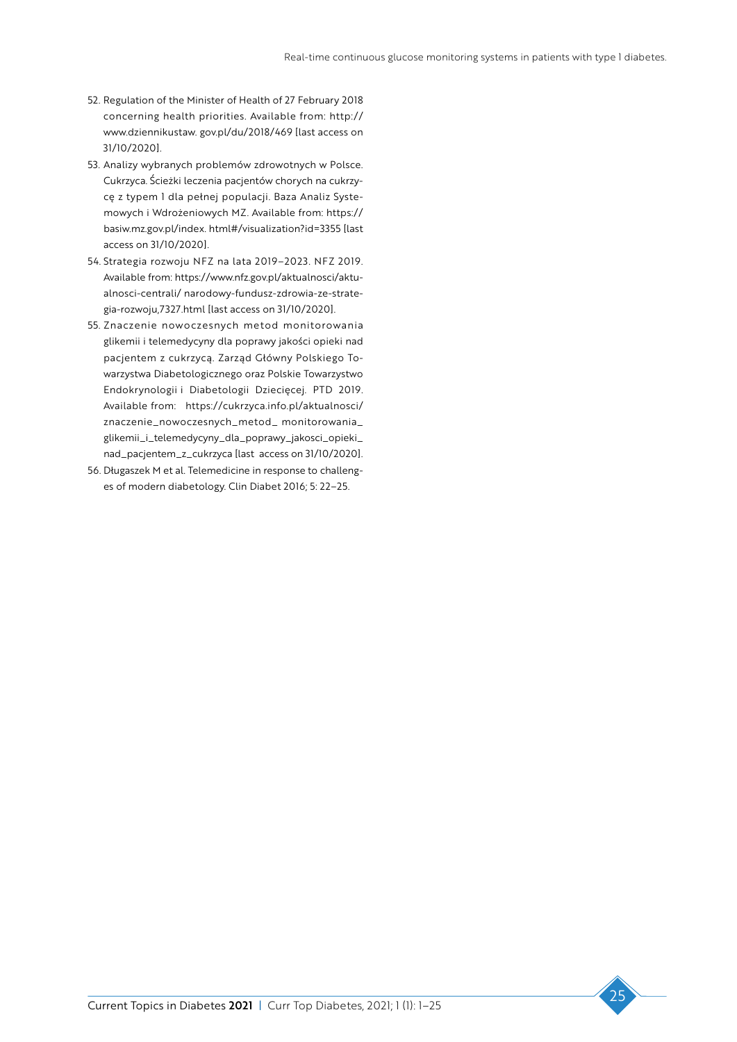52. Regulation of the Minister of Health of 27 February 2018 concerning health priorities. Available from: http://www.dziennikustaw. gov.pl/du/2018/469 [last access on 31/10/2020].
53. Analizy wybranych problemów zdrowotnych w Polsce. Cukrzyca. Ścieżki leczenia pacjentów chorych na cukrzycę z typem 1 dla pełnej populacji. Baza Analiz Systemowych i Wdrożeniowych MZ. Available from: https://basiw.mz.gov.pl/index. html#/visualization?id=3355 [last access on 31/10/2020].
54. Strategia rozwoju NFZ na lata 2019–2023. NFZ 2019. Available from: https://www.nfz.gov.pl/aktualnosci/aktualnosci-centrali/ narodowy-fundusz-zdrowia-ze-strategia-rozwoju,7327.html [last access on 31/10/2020].
55. Znaczenie nowoczesnych metod monitorowania glikemii i telemedycyny dla poprawy jakości opieki nad pacjentem z cukrzycą. Zarząd Główny Polskiego Towarzystwa Diabetologicznego oraz Polskie Towarzystwo Endokrynologii i Diabetologii Dziecięcej. PTD 2019. Available from: https://cukrzyca.info.pl/aktualnosci/znaczenie_nowoczesnych_metod_ monitorowania_glikemii_i_telemedycyny_dla_poprawy_jakosci_opieki_nad_pacjentem_z_cukrzyca [last access on 31/10/2020].
56. Długaszek M et al. Telemedicine in response to challenges of modern diabetology. Clin Diabet 2016; 5: 22–25.